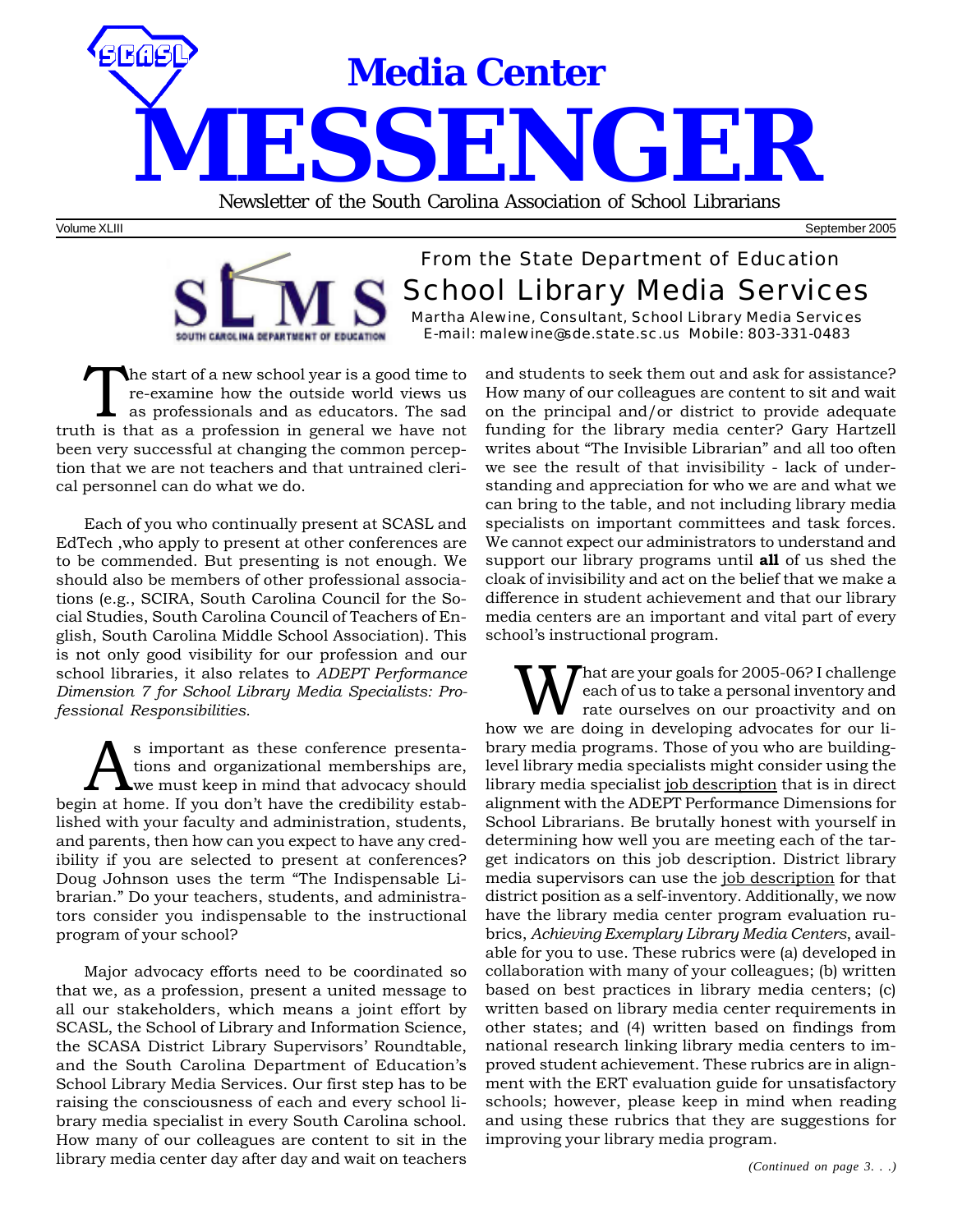# Media Center MESSENGER

Newsletter of the South Carolina Association of School Librarians

Volume XLIII September 2005

## From the State Department of Education
## School Library Media Services

Martha Alewine, Consultant, School Library Media Services
E-mail: malewine@sde.state.sc.us Mobile: 803-331-0483

The start of a new school year is a good time to re-examine how the outside world views us as professionals and as educators. The sad truth is that as a profession in general we have not been very successful at changing the common perception that we are not teachers and that untrained clerical personnel can do what we do.

Each of you who continually present at SCASL and EdTech ,who apply to present at other conferences are to be commended. But presenting is not enough. We should also be members of other professional associations (e.g., SCIRA, South Carolina Council for the Social Studies, South Carolina Council of Teachers of English, South Carolina Middle School Association). This is not only good visibility for our profession and our school libraries, it also relates to *ADEPT Performance Dimension 7 for School Library Media Specialists: Professional Responsibilities.*

As important as these conference presentations and organizational memberships are, we must keep in mind that advocacy should begin at home. If you don't have the credibility established with your faculty and administration, students, and parents, then how can you expect to have any credibility if you are selected to present at conferences? Doug Johnson uses the term "The Indispensable Librarian." Do your teachers, students, and administrators consider you indispensable to the instructional program of your school?

Major advocacy efforts need to be coordinated so that we, as a profession, present a united message to all our stakeholders, which means a joint effort by SCASL, the School of Library and Information Science, the SCASA District Library Supervisors' Roundtable, and the South Carolina Department of Education's School Library Media Services. Our first step has to be raising the consciousness of each and every school library media specialist in every South Carolina school. How many of our colleagues are content to sit in the library media center day after day and wait on teachers and students to seek them out and ask for assistance? How many of our colleagues are content to sit and wait on the principal and/or district to provide adequate funding for the library media center? Gary Hartzell writes about "The Invisible Librarian" and all too often we see the result of that invisibility - lack of understanding and appreciation for who we are and what we can bring to the table, and not including library media specialists on important committees and task forces. We cannot expect our administrators to understand and support our library programs until **all** of us shed the cloak of invisibility and act on the belief that we make a difference in student achievement and that our library media centers are an important and vital part of every school's instructional program.

What are your goals for 2005-06? I challenge each of us to take a personal inventory and rate ourselves on our proactivity and on how we are doing in developing advocates for our library media programs. Those of you who are building-level library media specialists might consider using the library media specialist job description that is in direct alignment with the ADEPT Performance Dimensions for School Librarians. Be brutally honest with yourself in determining how well you are meeting each of the target indicators on this job description. District library media supervisors can use the job description for that district position as a self-inventory. Additionally, we now have the library media center program evaluation rubrics, *Achieving Exemplary Library Media Centers*, available for you to use. These rubrics were (a) developed in collaboration with many of your colleagues; (b) written based on best practices in library media centers; (c) written based on library media center requirements in other states; and (4) written based on findings from national research linking library media centers to improved student achievement. These rubrics are in alignment with the ERT evaluation guide for unsatisfactory schools; however, please keep in mind when reading and using these rubrics that they are suggestions for improving your library media program.

*(Continued on page 3. . .)*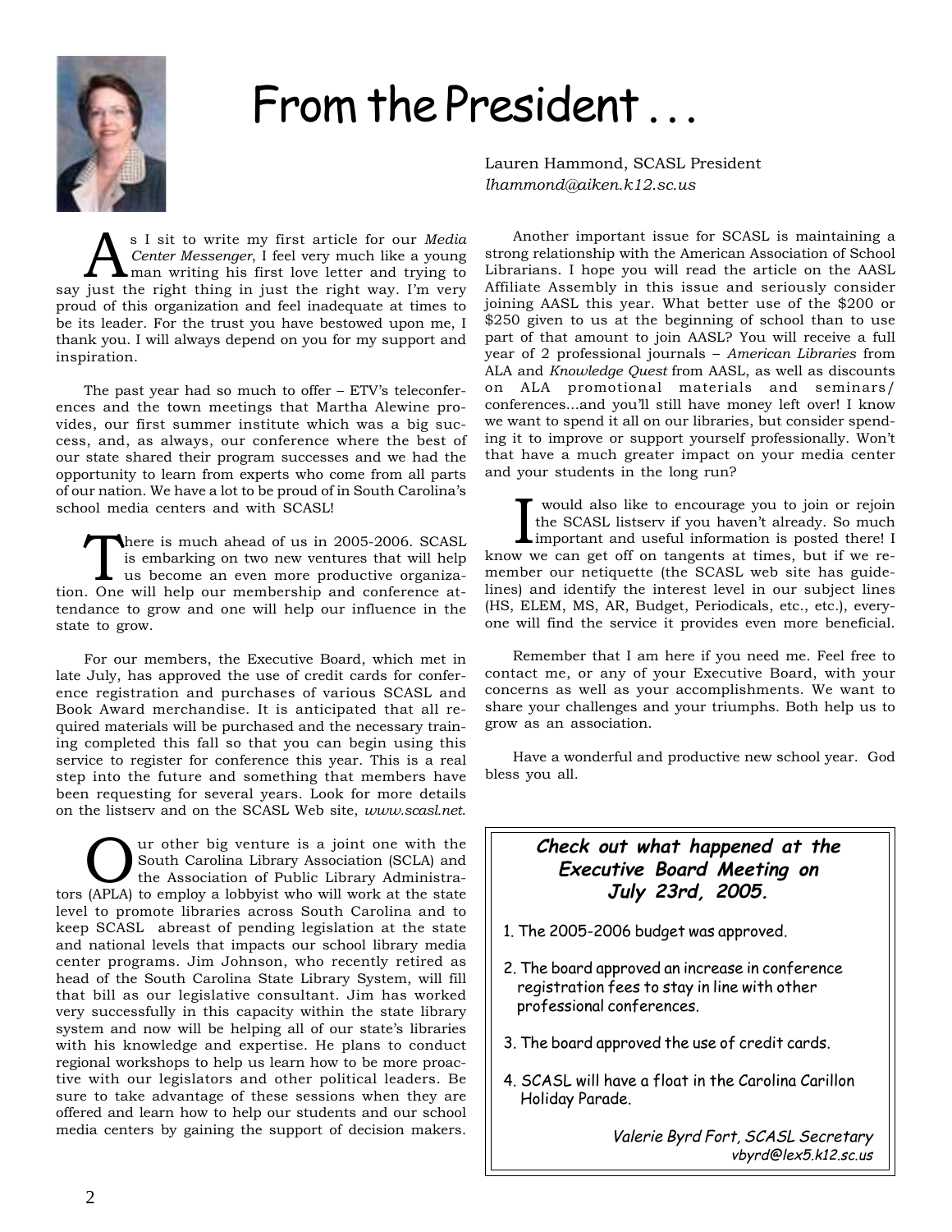# From the President . . .

Lauren Hammond, SCASL President
*lhammond@aiken.k12.sc.us*

As I sit to write my first article for our *Media Center Messenger*, I feel very much like a young man writing his first love letter and trying to say just the right thing in just the right way. I'm very proud of this organization and feel inadequate at times to be its leader. For the trust you have bestowed upon me, I thank you. I will always depend on you for my support and inspiration.

The past year had so much to offer – ETV's teleconferences and the town meetings that Martha Alewine provides, our first summer institute which was a big success, and, as always, our conference where the best of our state shared their program successes and we had the opportunity to learn from experts who come from all parts of our nation. We have a lot to be proud of in South Carolina's school media centers and with SCASL!

There is much ahead of us in 2005-2006. SCASL is embarking on two new ventures that will help us become an even more productive organization. One will help our membership and conference attendance to grow and one will help our influence in the state to grow.

For our members, the Executive Board, which met in late July, has approved the use of credit cards for conference registration and purchases of various SCASL and Book Award merchandise. It is anticipated that all required materials will be purchased and the necessary training completed this fall so that you can begin using this service to register for conference this year. This is a real step into the future and something that members have been requesting for several years. Look for more details on the listserv and on the SCASL Web site, *www.scasl.net.*

Our other big venture is a joint one with the South Carolina Library Association (SCLA) and the Association of Public Library Administrators (APLA) to employ a lobbyist who will work at the state level to promote libraries across South Carolina and to keep SCASL abreast of pending legislation at the state and national levels that impacts our school library media center programs. Jim Johnson, who recently retired as head of the South Carolina State Library System, will fill that bill as our legislative consultant. Jim has worked very successfully in this capacity within the state library system and now will be helping all of our state's libraries with his knowledge and expertise. He plans to conduct regional workshops to help us learn how to be more proactive with our legislators and other political leaders. Be sure to take advantage of these sessions when they are offered and learn how to help our students and our school media centers by gaining the support of decision makers.

Another important issue for SCASL is maintaining a strong relationship with the American Association of School Librarians. I hope you will read the article on the AASL Affiliate Assembly in this issue and seriously consider joining AASL this year. What better use of the $200 or $250 given to us at the beginning of school than to use part of that amount to join AASL? You will receive a full year of 2 professional journals – *American Libraries* from ALA and *Knowledge Quest* from AASL, as well as discounts on ALA promotional materials and seminars/conferences...and you'll still have money left over! I know we want to spend it all on our libraries, but consider spending it to improve or support yourself professionally. Won't that have a much greater impact on your media center and your students in the long run?

I would also like to encourage you to join or rejoin the SCASL listserv if you haven't already. So much important and useful information is posted there! I know we can get off on tangents at times, but if we remember our netiquette (the SCASL web site has guidelines) and identify the interest level in our subject lines (HS, ELEM, MS, AR, Budget, Periodicals, etc., etc.), everyone will find the service it provides even more beneficial.

Remember that I am here if you need me. Feel free to contact me, or any of your Executive Board, with your concerns as well as your accomplishments. We want to share your challenges and your triumphs. Both help us to grow as an association.

Have a wonderful and productive new school year. God bless you all.

---

***Check out what happened at the Executive Board Meeting on July 23rd, 2005.***

1. The 2005-2006 budget was approved.
2. The board approved an increase in conference registration fees to stay in line with other professional conferences.
3. The board approved the use of credit cards.
4. SCASL will have a float in the Carolina Carillon Holiday Parade.

*Valerie Byrd Fort, SCASL Secretary*
*vbyrd@lex5.k12.sc.us*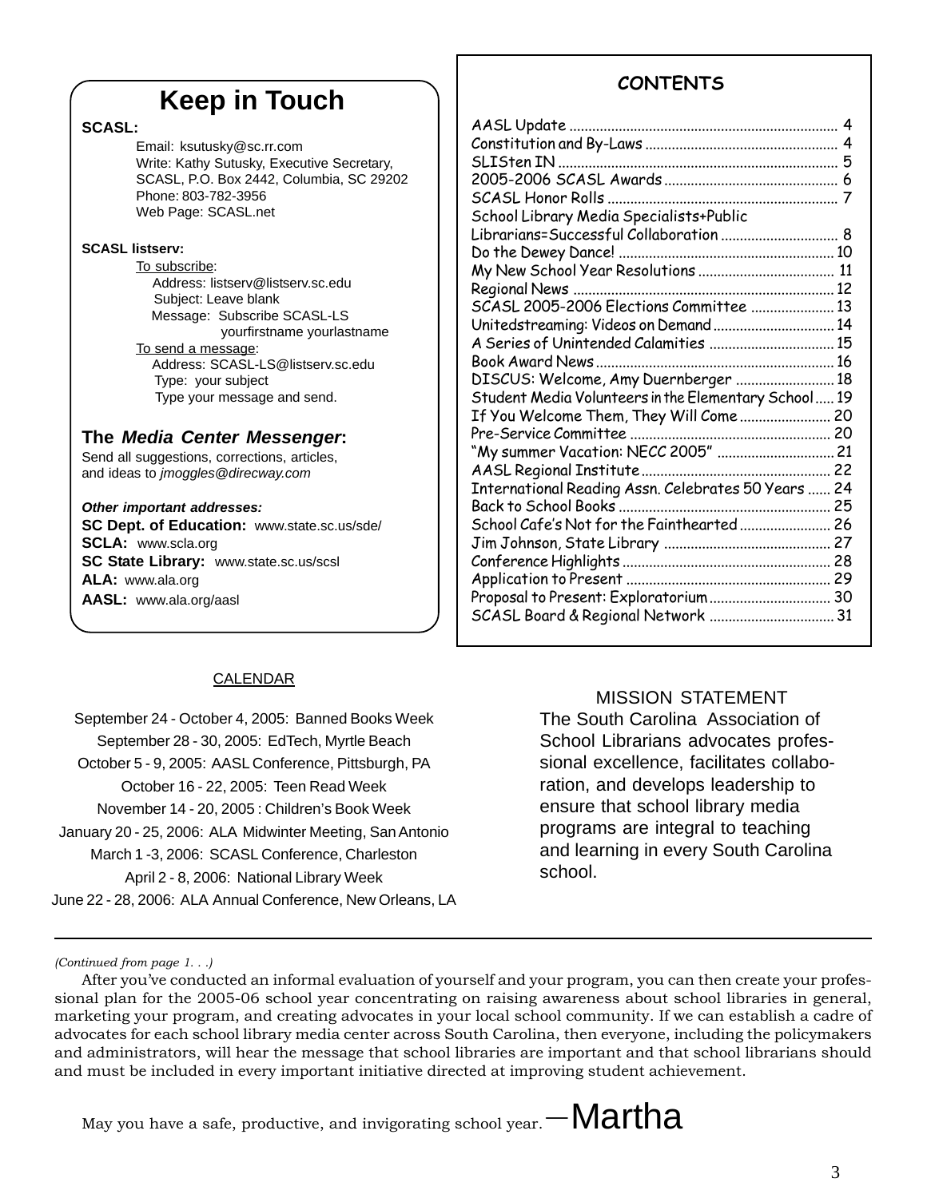# Keep in Touch

**SCASL:**

Email: ksutusky@sc.rr.com
Write: Kathy Sutusky, Executive Secretary, SCASL, P.O. Box 2442, Columbia, SC 29202
Phone: 803-782-3956
Web Page: SCASL.net

**SCASL listserv:**

To subscribe:
Address: listserv@listserv.sc.edu
Subject: Leave blank
Message: Subscribe SCASL-LS yourfirstname yourlastname

To send a message:
Address: SCASL-LS@listserv.sc.edu
Type: your subject
Type your message and send.

**The *Media Center Messenger*:**
Send all suggestions, corrections, articles, and ideas to *jmoggles@direcway.com*

***Other important addresses:***
**SC Dept. of Education:** www.state.sc.us/sde/
**SCLA:** www.scla.org
**SC State Library:** www.state.sc.us/scsl
**ALA:** www.ala.org
**AASL:** www.ala.org/aasl

## CONTENTS

| | |
|---|---|
| AASL Update | 4 |
| Constitution and By-Laws | 4 |
| SLISten IN | 5 |
| 2005-2006 SCASL Awards | 6 |
| SCASL Honor Rolls | 7 |
| School Library Media Specialists+Public Librarians=Successful Collaboration | 8 |
| Do the Dewey Dance! | 10 |
| My New School Year Resolutions | 11 |
| Regional News | 12 |
| SCASL 2005-2006 Elections Committee | 13 |
| Unitedstreaming: Videos on Demand | 14 |
| A Series of Unintended Calamities | 15 |
| Book Award News | 16 |
| DISCUS: Welcome, Amy Duernberger | 18 |
| Student Media Volunteers in the Elementary School | 19 |
| If You Welcome Them, They Will Come | 20 |
| Pre-Service Committee | 20 |
| "My summer Vacation: NECC 2005" | 21 |
| AASL Regional Institute | 22 |
| International Reading Assn. Celebrates 50 Years | 24 |
| Back to School Books | 25 |
| School Cafe's Not for the Fainthearted | 26 |
| Jim Johnson, State Library | 27 |
| Conference Highlights | 28 |
| Application to Present | 29 |
| Proposal to Present: Exploratorium | 30 |
| SCASL Board & Regional Network | 31 |

## CALENDAR

September 24 - October 4, 2005: Banned Books Week
September 28 - 30, 2005: EdTech, Myrtle Beach
October 5 - 9, 2005: AASL Conference, Pittsburgh, PA
October 16 - 22, 2005: Teen Read Week
November 14 - 20, 2005 : Children's Book Week
January 20 - 25, 2006: ALA Midwinter Meeting, San Antonio
March 1 -3, 2006: SCASL Conference, Charleston
April 2 - 8, 2006: National Library Week
June 22 - 28, 2006: ALA Annual Conference, New Orleans, LA

## MISSION STATEMENT

The South Carolina Association of School Librarians advocates professional excellence, facilitates collaboration, and develops leadership to ensure that school library media programs are integral to teaching and learning in every South Carolina school.

---

*(Continued from page 1. . .)*

After you've conducted an informal evaluation of yourself and your program, you can then create your professional plan for the 2005-06 school year concentrating on raising awareness about school libraries in general, marketing your program, and creating advocates in your local school community. If we can establish a cadre of advocates for each school library media center across South Carolina, then everyone, including the policymakers and administrators, will hear the message that school libraries are important and that school librarians should and must be included in every important initiative directed at improving student achievement.

May you have a safe, productive, and invigorating school year. —Martha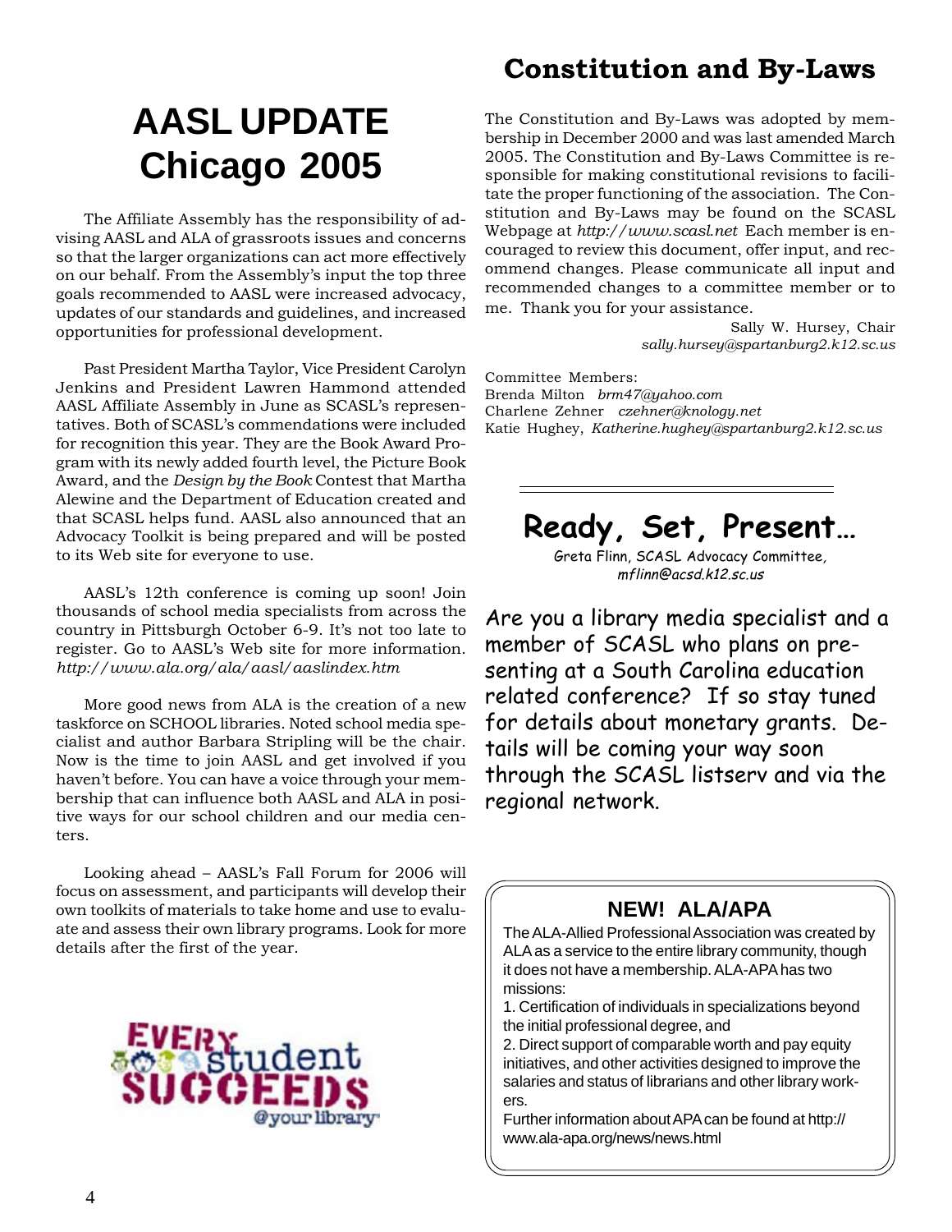# AASL UPDATE Chicago 2005

The Affiliate Assembly has the responsibility of advising AASL and ALA of grassroots issues and concerns so that the larger organizations can act more effectively on our behalf. From the Assembly's input the top three goals recommended to AASL were increased advocacy, updates of our standards and guidelines, and increased opportunities for professional development.

Past President Martha Taylor, Vice President Carolyn Jenkins and President Lawren Hammond attended AASL Affiliate Assembly in June as SCASL's representatives. Both of SCASL's commendations were included for recognition this year. They are the Book Award Program with its newly added fourth level, the Picture Book Award, and the *Design by the Book* Contest that Martha Alewine and the Department of Education created and that SCASL helps fund. AASL also announced that an Advocacy Toolkit is being prepared and will be posted to its Web site for everyone to use.

AASL's 12th conference is coming up soon! Join thousands of school media specialists from across the country in Pittsburgh October 6-9. It's not too late to register. Go to AASL's Web site for more information. *http://www.ala.org/ala/aasl/aaslindex.htm*

More good news from ALA is the creation of a new taskforce on SCHOOL libraries. Noted school media specialist and author Barbara Stripling will be the chair. Now is the time to join AASL and get involved if you haven't before. You can have a voice through your membership that can influence both AASL and ALA in positive ways for our school children and our media centers.

Looking ahead – AASL's Fall Forum for 2006 will focus on assessment, and participants will develop their own toolkits of materials to take home and use to evaluate and assess their own library programs. Look for more details after the first of the year.

EVERY student SUCCEEDS @your library

## Constitution and By-Laws

The Constitution and By-Laws was adopted by membership in December 2000 and was last amended March 2005. The Constitution and By-Laws Committee is responsible for making constitutional revisions to facilitate the proper functioning of the association. The Constitution and By-Laws may be found on the SCASL Webpage at *http://www.scasl.net* Each member is encouraged to review this document, offer input, and recommend changes. Please communicate all input and recommended changes to a committee member or to me. Thank you for your assistance.

Sally W. Hursey, Chair
*sally.hursey@spartanburg2.k12.sc.us*

Committee Members:
Brenda Milton *brm47@yahoo.com*
Charlene Zehner *czehner@knology.net*
Katie Hughey, *Katherine.hughey@spartanburg2.k12.sc.us*

## Ready, Set, Present…

Greta Flinn, SCASL Advocacy Committee,
*mflinn@acsd.k12.sc.us*

Are you a library media specialist and a member of SCASL who plans on presenting at a South Carolina education related conference? If so stay tuned for details about monetary grants. Details will be coming your way soon through the SCASL listserv and via the regional network.

### NEW! ALA/APA

The ALA-Allied Professional Association was created by ALA as a service to the entire library community, though it does not have a membership. ALA-APA has two missions:

1. Certification of individuals in specializations beyond the initial professional degree, and
2. Direct support of comparable worth and pay equity initiatives, and other activities designed to improve the salaries and status of librarians and other library workers.

Further information about APA can be found at http://www.ala-apa.org/news/news.html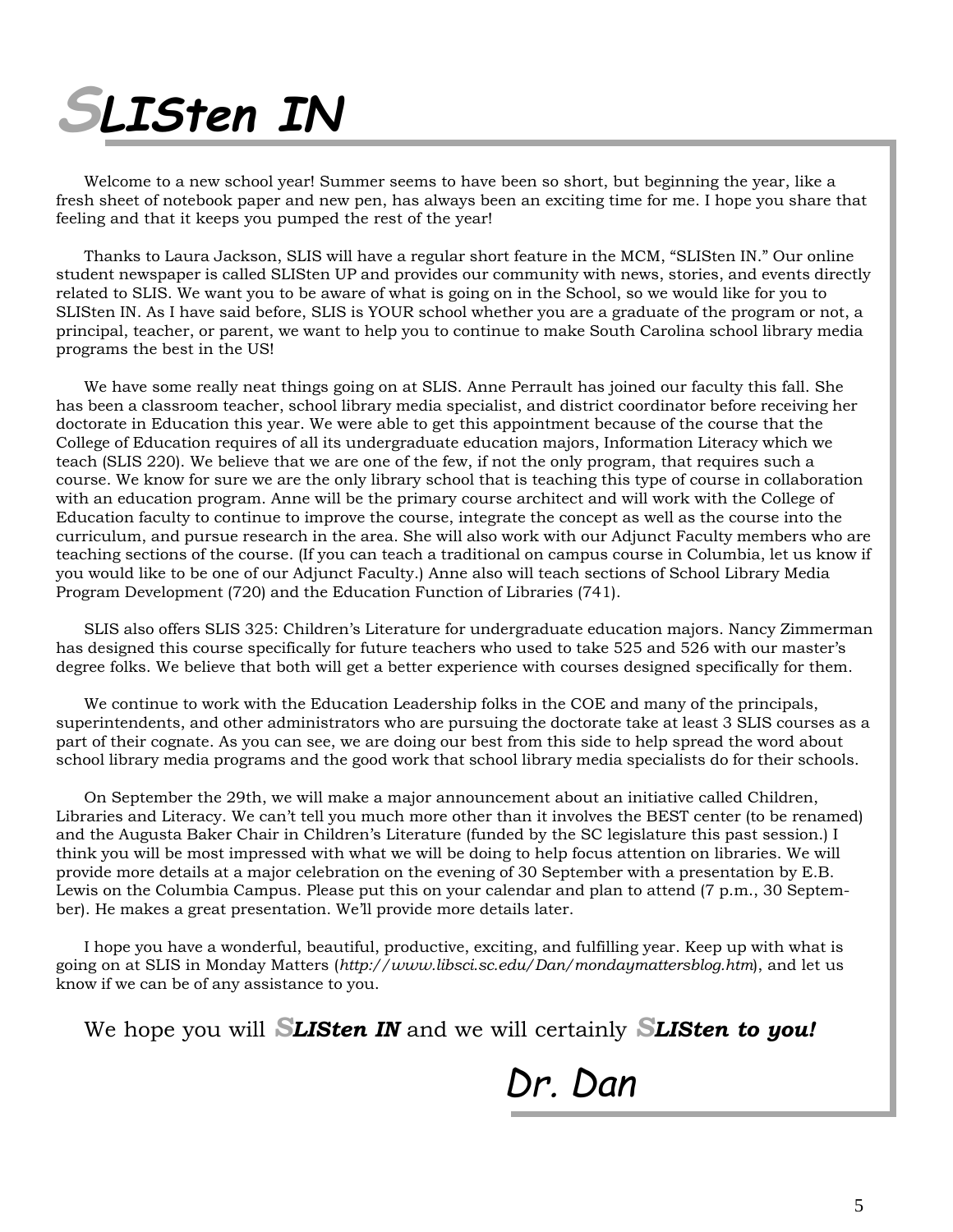# *SLISten IN*

Welcome to a new school year! Summer seems to have been so short, but beginning the year, like a fresh sheet of notebook paper and new pen, has always been an exciting time for me. I hope you share that feeling and that it keeps you pumped the rest of the year!

Thanks to Laura Jackson, SLIS will have a regular short feature in the MCM, "SLISten IN." Our online student newspaper is called SLISten UP and provides our community with news, stories, and events directly related to SLIS. We want you to be aware of what is going on in the School, so we would like for you to SLISten IN. As I have said before, SLIS is YOUR school whether you are a graduate of the program or not, a principal, teacher, or parent, we want to help you to continue to make South Carolina school library media programs the best in the US!

We have some really neat things going on at SLIS. Anne Perrault has joined our faculty this fall. She has been a classroom teacher, school library media specialist, and district coordinator before receiving her doctorate in Education this year. We were able to get this appointment because of the course that the College of Education requires of all its undergraduate education majors, Information Literacy which we teach (SLIS 220). We believe that we are one of the few, if not the only program, that requires such a course. We know for sure we are the only library school that is teaching this type of course in collaboration with an education program. Anne will be the primary course architect and will work with the College of Education faculty to continue to improve the course, integrate the concept as well as the course into the curriculum, and pursue research in the area. She will also work with our Adjunct Faculty members who are teaching sections of the course. (If you can teach a traditional on campus course in Columbia, let us know if you would like to be one of our Adjunct Faculty.) Anne also will teach sections of School Library Media Program Development (720) and the Education Function of Libraries (741).

SLIS also offers SLIS 325: Children's Literature for undergraduate education majors. Nancy Zimmerman has designed this course specifically for future teachers who used to take 525 and 526 with our master's degree folks. We believe that both will get a better experience with courses designed specifically for them.

We continue to work with the Education Leadership folks in the COE and many of the principals, superintendents, and other administrators who are pursuing the doctorate take at least 3 SLIS courses as a part of their cognate. As you can see, we are doing our best from this side to help spread the word about school library media programs and the good work that school library media specialists do for their schools.

On September the 29th, we will make a major announcement about an initiative called Children, Libraries and Literacy. We can't tell you much more other than it involves the BEST center (to be renamed) and the Augusta Baker Chair in Children's Literature (funded by the SC legislature this past session.) I think you will be most impressed with what we will be doing to help focus attention on libraries. We will provide more details at a major celebration on the evening of 30 September with a presentation by E.B. Lewis on the Columbia Campus. Please put this on your calendar and plan to attend (7 p.m., 30 September). He makes a great presentation. We'll provide more details later.

I hope you have a wonderful, beautiful, productive, exciting, and fulfilling year. Keep up with what is going on at SLIS in Monday Matters (*http://www.libsci.sc.edu/Dan/mondaymattersblog.htm*), and let us know if we can be of any assistance to you.

We hope you will ***SLISten IN*** and we will certainly ***SLISten to you!***

*Dr. Dan*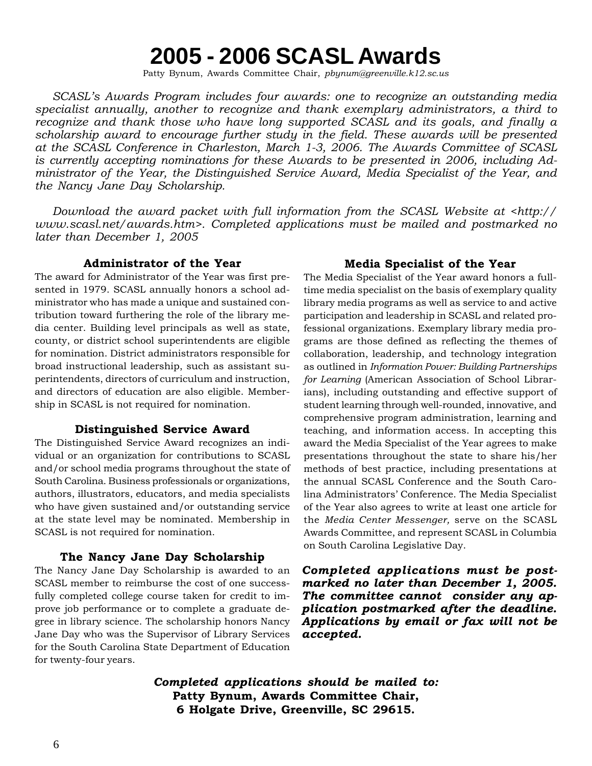# 2005 - 2006 SCASL Awards

Patty Bynum, Awards Committee Chair, *pbynum@greenville.k12.sc.us*

*SCASL's Awards Program includes four awards: one to recognize an outstanding media specialist annually, another to recognize and thank exemplary administrators, a third to recognize and thank those who have long supported SCASL and its goals, and finally a scholarship award to encourage further study in the field. These awards will be presented at the SCASL Conference in Charleston, March 1-3, 2006. The Awards Committee of SCASL is currently accepting nominations for these Awards to be presented in 2006, including Administrator of the Year, the Distinguished Service Award, Media Specialist of the Year, and the Nancy Jane Day Scholarship.*

*Download the award packet with full information from the SCASL Website at <http://www.scasl.net/awards.htm>. Completed applications must be mailed and postmarked no later than December 1, 2005*

### Administrator of the Year

The award for Administrator of the Year was first presented in 1979. SCASL annually honors a school administrator who has made a unique and sustained contribution toward furthering the role of the library media center. Building level principals as well as state, county, or district school superintendents are eligible for nomination. District administrators responsible for broad instructional leadership, such as assistant superintendents, directors of curriculum and instruction, and directors of education are also eligible. Membership in SCASL is not required for nomination.

### Distinguished Service Award

The Distinguished Service Award recognizes an individual or an organization for contributions to SCASL and/or school media programs throughout the state of South Carolina. Business professionals or organizations, authors, illustrators, educators, and media specialists who have given sustained and/or outstanding service at the state level may be nominated. Membership in SCASL is not required for nomination.

### The Nancy Jane Day Scholarship

The Nancy Jane Day Scholarship is awarded to an SCASL member to reimburse the cost of one successfully completed college course taken for credit to improve job performance or to complete a graduate degree in library science. The scholarship honors Nancy Jane Day who was the Supervisor of Library Services for the South Carolina State Department of Education for twenty-four years.

### Media Specialist of the Year

The Media Specialist of the Year award honors a full-time media specialist on the basis of exemplary quality library media programs as well as service to and active participation and leadership in SCASL and related professional organizations. Exemplary library media programs are those defined as reflecting the themes of collaboration, leadership, and technology integration as outlined in *Information Power: Building Partnerships for Learning* (American Association of School Librarians), including outstanding and effective support of student learning through well-rounded, innovative, and comprehensive program administration, learning and teaching, and information access. In accepting this award the Media Specialist of the Year agrees to make presentations throughout the state to share his/her methods of best practice, including presentations at the annual SCASL Conference and the South Carolina Administrators' Conference. The Media Specialist of the Year also agrees to write at least one article for the *Media Center Messenger,* serve on the SCASL Awards Committee, and represent SCASL in Columbia on South Carolina Legislative Day.

***Completed applications must be postmarked no later than December 1, 2005. The committee cannot consider any application postmarked after the deadline. Applications by email or fax will not be accepted.***

***Completed applications should be mailed to:***
**Patty Bynum, Awards Committee Chair,**
**6 Holgate Drive, Greenville, SC 29615.**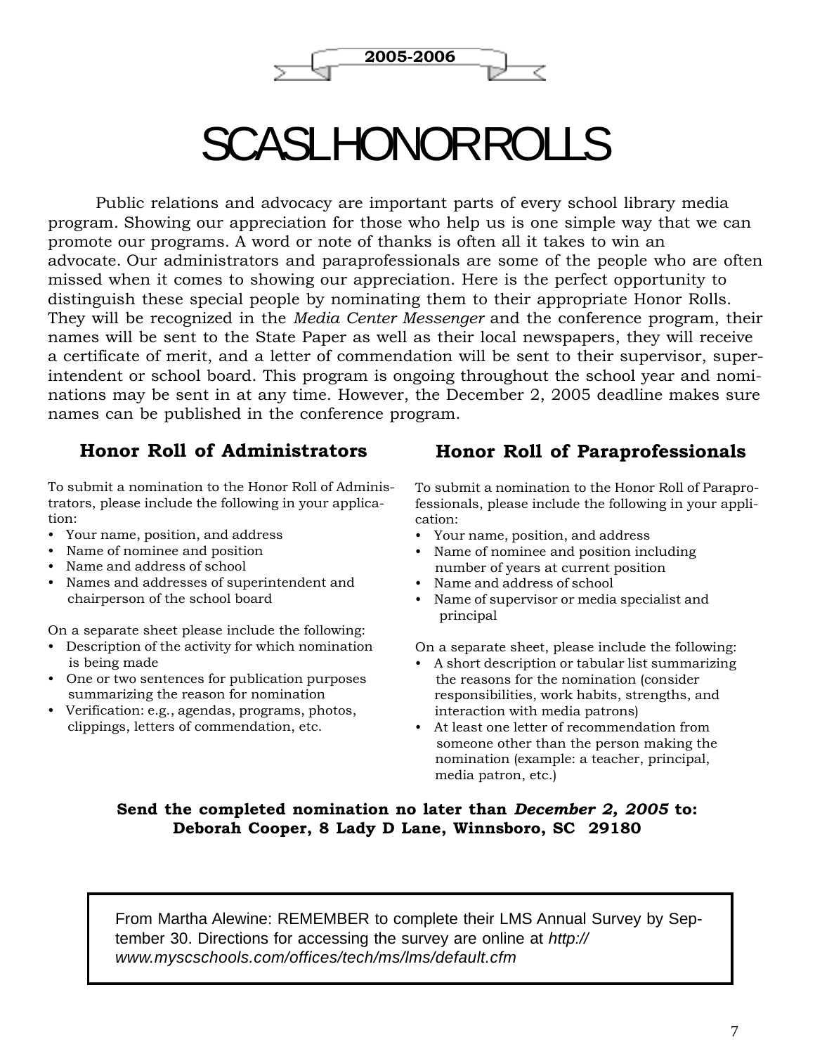2005-2006

# SCASL HONOR ROLLS

Public relations and advocacy are important parts of every school library media program. Showing our appreciation for those who help us is one simple way that we can promote our programs. A word or note of thanks is often all it takes to win an advocate. Our administrators and paraprofessionals are some of the people who are often missed when it comes to showing our appreciation. Here is the perfect opportunity to distinguish these special people by nominating them to their appropriate Honor Rolls. They will be recognized in the *Media Center Messenger* and the conference program, their names will be sent to the State Paper as well as their local newspapers, they will receive a certificate of merit, and a letter of commendation will be sent to their supervisor, superintendent or school board. This program is ongoing throughout the school year and nominations may be sent in at any time. However, the December 2, 2005 deadline makes sure names can be published in the conference program.

## Honor Roll of Administrators

To submit a nomination to the Honor Roll of Administrators, please include the following in your application:

- Your name, position, and address
- Name of nominee and position
- Name and address of school
- Names and addresses of superintendent and chairperson of the school board

On a separate sheet please include the following:

- Description of the activity for which nomination is being made
- One or two sentences for publication purposes summarizing the reason for nomination
- Verification: e.g., agendas, programs, photos, clippings, letters of commendation, etc.

## Honor Roll of Paraprofessionals

To submit a nomination to the Honor Roll of Paraprofessionals, please include the following in your application:

- Your name, position, and address
- Name of nominee and position including number of years at current position
- Name and address of school
- Name of supervisor or media specialist and principal

On a separate sheet, please include the following:

- A short description or tabular list summarizing the reasons for the nomination (consider responsibilities, work habits, strengths, and interaction with media patrons)
- At least one letter of recommendation from someone other than the person making the nomination (example: a teacher, principal, media patron, etc.)

**Send the completed nomination no later than *December 2, 2005* to:**
**Deborah Cooper, 8 Lady D Lane, Winnsboro, SC 29180**

From Martha Alewine: REMEMBER to complete their LMS Annual Survey by September 30. Directions for accessing the survey are online at *http://www.myscschools.com/offices/tech/ms/lms/default.cfm*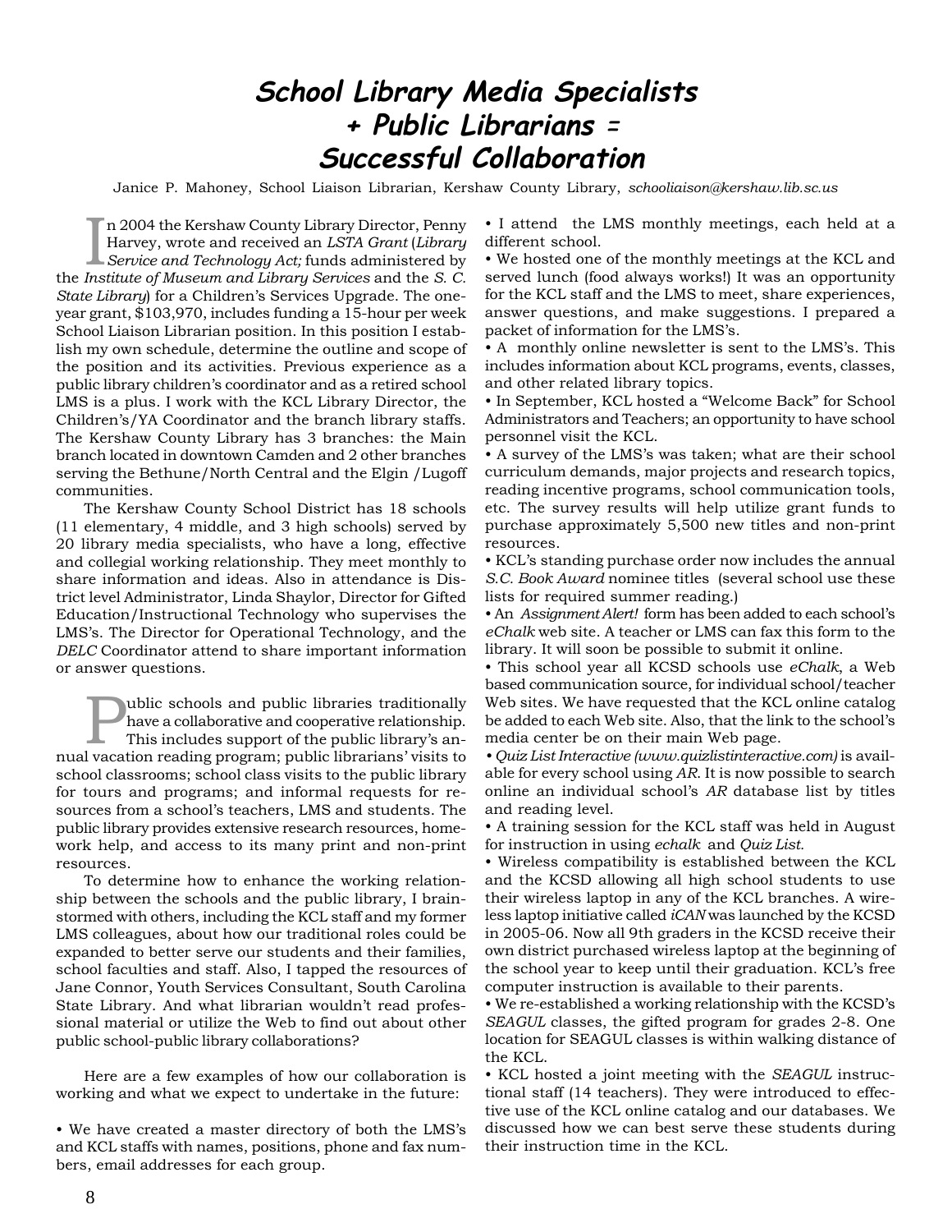# *School Library Media Specialists + Public Librarians = Successful Collaboration*

Janice P. Mahoney, School Liaison Librarian, Kershaw County Library, *schooliaison@kershaw.lib.sc.us*

In 2004 the Kershaw County Library Director, Penny Harvey, wrote and received an *LSTA Grant* (*Library Service and Technology Act;* funds administered by the *Institute of Museum and Library Services* and the *S. C. State Library*) for a Children's Services Upgrade. The one-year grant, $103,970, includes funding a 15-hour per week School Liaison Librarian position. In this position I establish my own schedule, determine the outline and scope of the position and its activities. Previous experience as a public library children's coordinator and as a retired school LMS is a plus. I work with the KCL Library Director, the Children's/YA Coordinator and the branch library staffs. The Kershaw County Library has 3 branches: the Main branch located in downtown Camden and 2 other branches serving the Bethune/North Central and the Elgin /Lugoff communities.

The Kershaw County School District has 18 schools (11 elementary, 4 middle, and 3 high schools) served by 20 library media specialists, who have a long, effective and collegial working relationship. They meet monthly to share information and ideas. Also in attendance is District level Administrator, Linda Shaylor, Director for Gifted Education/Instructional Technology who supervises the LMS's. The Director for Operational Technology, and the *DELC* Coordinator attend to share important information or answer questions.

Public schools and public libraries traditionally have a collaborative and cooperative relationship. This includes support of the public library's annual vacation reading program; public librarians' visits to school classrooms; school class visits to the public library for tours and programs; and informal requests for resources from a school's teachers, LMS and students. The public library provides extensive research resources, homework help, and access to its many print and non-print resources.

To determine how to enhance the working relationship between the schools and the public library, I brainstormed with others, including the KCL staff and my former LMS colleagues, about how our traditional roles could be expanded to better serve our students and their families, school faculties and staff. Also, I tapped the resources of Jane Connor, Youth Services Consultant, South Carolina State Library. And what librarian wouldn't read professional material or utilize the Web to find out about other public school-public library collaborations?

Here are a few examples of how our collaboration is working and what we expect to undertake in the future:

- We have created a master directory of both the LMS's and KCL staffs with names, positions, phone and fax numbers, email addresses for each group.
- I attend the LMS monthly meetings, each held at a different school.
- We hosted one of the monthly meetings at the KCL and served lunch (food always works!) It was an opportunity for the KCL staff and the LMS to meet, share experiences, answer questions, and make suggestions. I prepared a packet of information for the LMS's.
- A monthly online newsletter is sent to the LMS's. This includes information about KCL programs, events, classes, and other related library topics.
- In September, KCL hosted a "Welcome Back" for School Administrators and Teachers; an opportunity to have school personnel visit the KCL.
- A survey of the LMS's was taken; what are their school curriculum demands, major projects and research topics, reading incentive programs, school communication tools, etc. The survey results will help utilize grant funds to purchase approximately 5,500 new titles and non-print resources.
- KCL's standing purchase order now includes the annual *S.C. Book Award* nominee titles (several school use these lists for required summer reading.)
- An *Assignment Alert!* form has been added to each school's *eChalk* web site. A teacher or LMS can fax this form to the library. It will soon be possible to submit it online.
- This school year all KCSD schools use *eChalk*, a Web based communication source, for individual school/teacher Web sites. We have requested that the KCL online catalog be added to each Web site. Also, that the link to the school's media center be on their main Web page.
- *Quiz List Interactive (www.quizlistinteractive.com)* is available for every school using *AR*. It is now possible to search online an individual school's *AR* database list by titles and reading level.
- A training session for the KCL staff was held in August for instruction in using *echalk* and *Quiz List.*
- Wireless compatibility is established between the KCL and the KCSD allowing all high school students to use their wireless laptop in any of the KCL branches. A wireless laptop initiative called *iCAN* was launched by the KCSD in 2005-06. Now all 9th graders in the KCSD receive their own district purchased wireless laptop at the beginning of the school year to keep until their graduation. KCL's free computer instruction is available to their parents.
- We re-established a working relationship with the KCSD's *SEAGUL* classes, the gifted program for grades 2-8. One location for SEAGUL classes is within walking distance of the KCL.
- KCL hosted a joint meeting with the *SEAGUL* instructional staff (14 teachers). They were introduced to effective use of the KCL online catalog and our databases. We discussed how we can best serve these students during their instruction time in the KCL.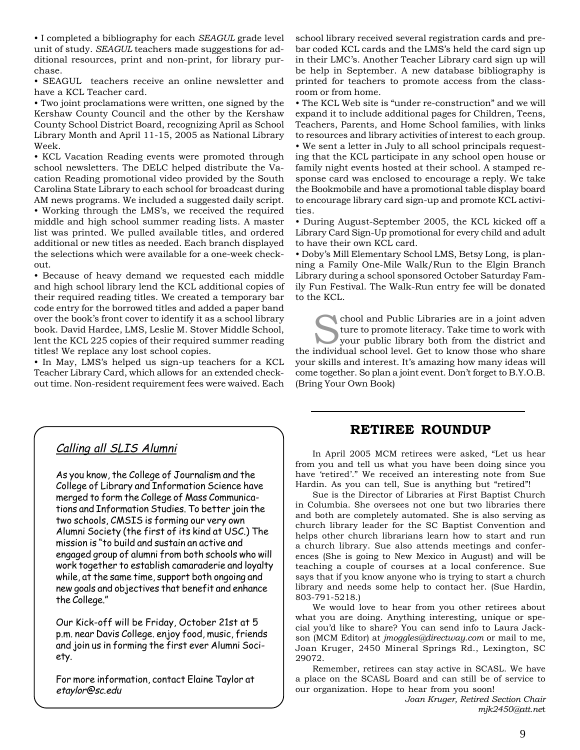• I completed a bibliography for each *SEAGUL* grade level unit of study. *SEAGUL* teachers made suggestions for additional resources, print and non-print, for library purchase.

• SEAGUL teachers receive an online newsletter and have a KCL Teacher card.

• Two joint proclamations were written, one signed by the Kershaw County Council and the other by the Kershaw County School District Board, recognizing April as School Library Month and April 11-15, 2005 as National Library Week.

• KCL Vacation Reading events were promoted through school newsletters. The DELC helped distribute the Vacation Reading promotional video provided by the South Carolina State Library to each school for broadcast during AM news programs. We included a suggested daily script.

• Working through the LMS's, we received the required middle and high school summer reading lists. A master list was printed. We pulled available titles, and ordered additional or new titles as needed. Each branch displayed the selections which were available for a one-week checkout.

• Because of heavy demand we requested each middle and high school library lend the KCL additional copies of their required reading titles. We created a temporary bar code entry for the borrowed titles and added a paper band over the book's front cover to identify it as a school library book. David Hardee, LMS, Leslie M. Stover Middle School, lent the KCL 225 copies of their required summer reading titles! We replace any lost school copies.

• In May, LMS's helped us sign-up teachers for a KCL Teacher Library Card, which allows for an extended checkout time. Non-resident requirement fees were waived. Each school library received several registration cards and pre-bar coded KCL cards and the LMS's held the card sign up in their LMC's. Another Teacher Library card sign up will be help in September. A new database bibliography is printed for teachers to promote access from the classroom or from home.

• The KCL Web site is "under re-construction" and we will expand it to include additional pages for Children, Teens, Teachers, Parents, and Home School families, with links to resources and library activities of interest to each group.

• We sent a letter in July to all school principals requesting that the KCL participate in any school open house or family night events hosted at their school. A stamped response card was enclosed to encourage a reply. We take the Bookmobile and have a promotional table display board to encourage library card sign-up and promote KCL activities.

• During August-September 2005, the KCL kicked off a Library Card Sign-Up promotional for every child and adult to have their own KCL card.

• Doby's Mill Elementary School LMS, Betsy Long, is planning a Family One-Mile Walk/Run to the Elgin Branch Library during a school sponsored October Saturday Family Fun Festival. The Walk-Run entry fee will be donated to the KCL.

School and Public Libraries are in a joint adventure to promote literacy. Take time to work with your public library both from the district and the individual school level. Get to know those who share your skills and interest. It's amazing how many ideas will come together. So plan a joint event. Don't forget to B.Y.O.B. (Bring Your Own Book)

---

## *Calling all SLIS Alumni*

As you know, the College of Journalism and the College of Library and Information Science have merged to form the College of Mass Communications and Information Studies. To better join the two schools, CMSIS is forming our very own Alumni Society (the first of its kind at USC.) The mission is "to build and sustain an active and engaged group of alumni from both schools who will work together to establish camaraderie and loyalty while, at the same time, support both ongoing and new goals and objectives that benefit and enhance the College."

Our Kick-off will be Friday, October 21st at 5 p.m. near Davis College. enjoy food, music, friends and join us in forming the first ever Alumni Society.

For more information, contact Elaine Taylor at *etaylor@sc.edu*

## RETIREE ROUNDUP

In April 2005 MCM retirees were asked, "Let us hear from you and tell us what you have been doing since you have 'retired'." We received an interesting note from Sue Hardin. As you can tell, Sue is anything but "retired"!

Sue is the Director of Libraries at First Baptist Church in Columbia. She oversees not one but two libraries there and both are completely automated. She is also serving as church library leader for the SC Baptist Convention and helps other church librarians learn how to start and run a church library. Sue also attends meetings and conferences (She is going to New Mexico in August) and will be teaching a couple of courses at a local conference. Sue says that if you know anyone who is trying to start a church library and needs some help to contact her. (Sue Hardin, 803-791-5218.)

We would love to hear from you other retirees about what you are doing. Anything interesting, unique or special you'd like to share? You can send info to Laura Jackson (MCM Editor) at *jmoggles@directway.com* or mail to me, Joan Kruger, 2450 Mineral Springs Rd., Lexington, SC 29072.

Remember, retirees can stay active in SCASL. We have a place on the SCASL Board and can still be of service to our organization. Hope to hear from you soon!

*Joan Kruger, Retired Section Chair*
*mjk2450@att.net*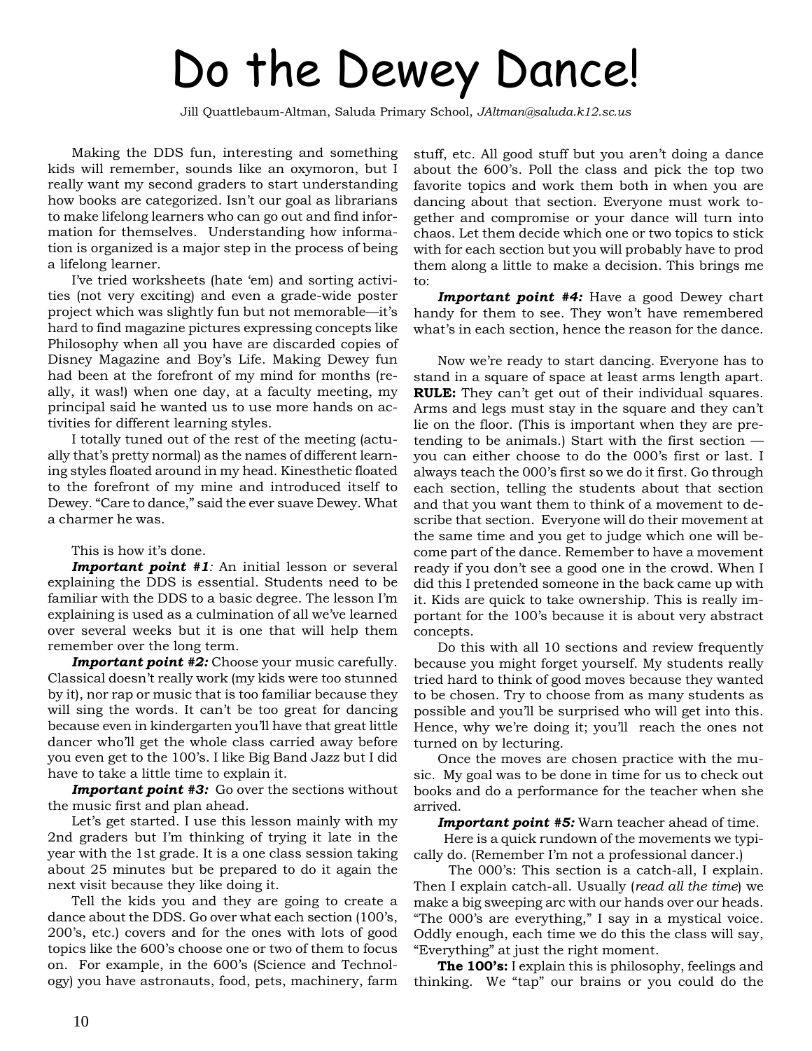# Do the Dewey Dance!

Jill Quattlebaum-Altman, Saluda Primary School, *JAltman@saluda.k12.sc.us*

Making the DDS fun, interesting and something kids will remember, sounds like an oxymoron, but I really want my second graders to start understanding how books are categorized. Isn't our goal as librarians to make lifelong learners who can go out and find information for themselves. Understanding how information is organized is a major step in the process of being a lifelong learner.

I've tried worksheets (hate 'em) and sorting activities (not very exciting) and even a grade-wide poster project which was slightly fun but not memorable—it's hard to find magazine pictures expressing concepts like Philosophy when all you have are discarded copies of Disney Magazine and Boy's Life. Making Dewey fun had been at the forefront of my mind for months (really, it was!) when one day, at a faculty meeting, my principal said he wanted us to use more hands on activities for different learning styles.

I totally tuned out of the rest of the meeting (actually that's pretty normal) as the names of different learning styles floated around in my head. Kinesthetic floated to the forefront of my mine and introduced itself to Dewey. "Care to dance," said the ever suave Dewey. What a charmer he was.

This is how it's done.

***Important point #1**:* An initial lesson or several explaining the DDS is essential. Students need to be familiar with the DDS to a basic degree. The lesson I'm explaining is used as a culmination of all we've learned over several weeks but it is one that will help them remember over the long term.

***Important point #2:*** Choose your music carefully. Classical doesn't really work (my kids were too stunned by it), nor rap or music that is too familiar because they will sing the words. It can't be too great for dancing because even in kindergarten you'll have that great little dancer who'll get the whole class carried away before you even get to the 100's. I like Big Band Jazz but I did have to take a little time to explain it.

***Important point #3:*** Go over the sections without the music first and plan ahead.

Let's get started. I use this lesson mainly with my 2nd graders but I'm thinking of trying it late in the year with the 1st grade. It is a one class session taking about 25 minutes but be prepared to do it again the next visit because they like doing it.

Tell the kids you and they are going to create a dance about the DDS. Go over what each section (100's, 200's, etc.) covers and for the ones with lots of good topics like the 600's choose one or two of them to focus on. For example, in the 600's (Science and Technology) you have astronauts, food, pets, machinery, farm stuff, etc. All good stuff but you aren't doing a dance about the 600's. Poll the class and pick the top two favorite topics and work them both in when you are dancing about that section. Everyone must work together and compromise or your dance will turn into chaos. Let them decide which one or two topics to stick with for each section but you will probably have to prod them along a little to make a decision. This brings me to:

***Important point #4:*** Have a good Dewey chart handy for them to see. They won't have remembered what's in each section, hence the reason for the dance.

Now we're ready to start dancing. Everyone has to stand in a square of space at least arms length apart. **RULE:** They can't get out of their individual squares. Arms and legs must stay in the square and they can't lie on the floor. (This is important when they are pretending to be animals.) Start with the first section — you can either choose to do the 000's first or last. I always teach the 000's first so we do it first. Go through each section, telling the students about that section and that you want them to think of a movement to describe that section. Everyone will do their movement at the same time and you get to judge which one will become part of the dance. Remember to have a movement ready if you don't see a good one in the crowd. When I did this I pretended someone in the back came up with it. Kids are quick to take ownership. This is really important for the 100's because it is about very abstract concepts.

Do this with all 10 sections and review frequently because you might forget yourself. My students really tried hard to think of good moves because they wanted to be chosen. Try to choose from as many students as possible and you'll be surprised who will get into this. Hence, why we're doing it; you'll reach the ones not turned on by lecturing.

Once the moves are chosen practice with the music. My goal was to be done in time for us to check out books and do a performance for the teacher when she arrived.

***Important point #5:*** Warn teacher ahead of time.

Here is a quick rundown of the movements we typically do. (Remember I'm not a professional dancer.)

The 000's: This section is a catch-all, I explain. Then I explain catch-all. Usually (*read all the time*) we make a big sweeping arc with our hands over our heads. "The 000's are everything," I say in a mystical voice. Oddly enough, each time we do this the class will say, "Everything" at just the right moment.

**The 100's:** I explain this is philosophy, feelings and thinking. We "tap" our brains or you could do the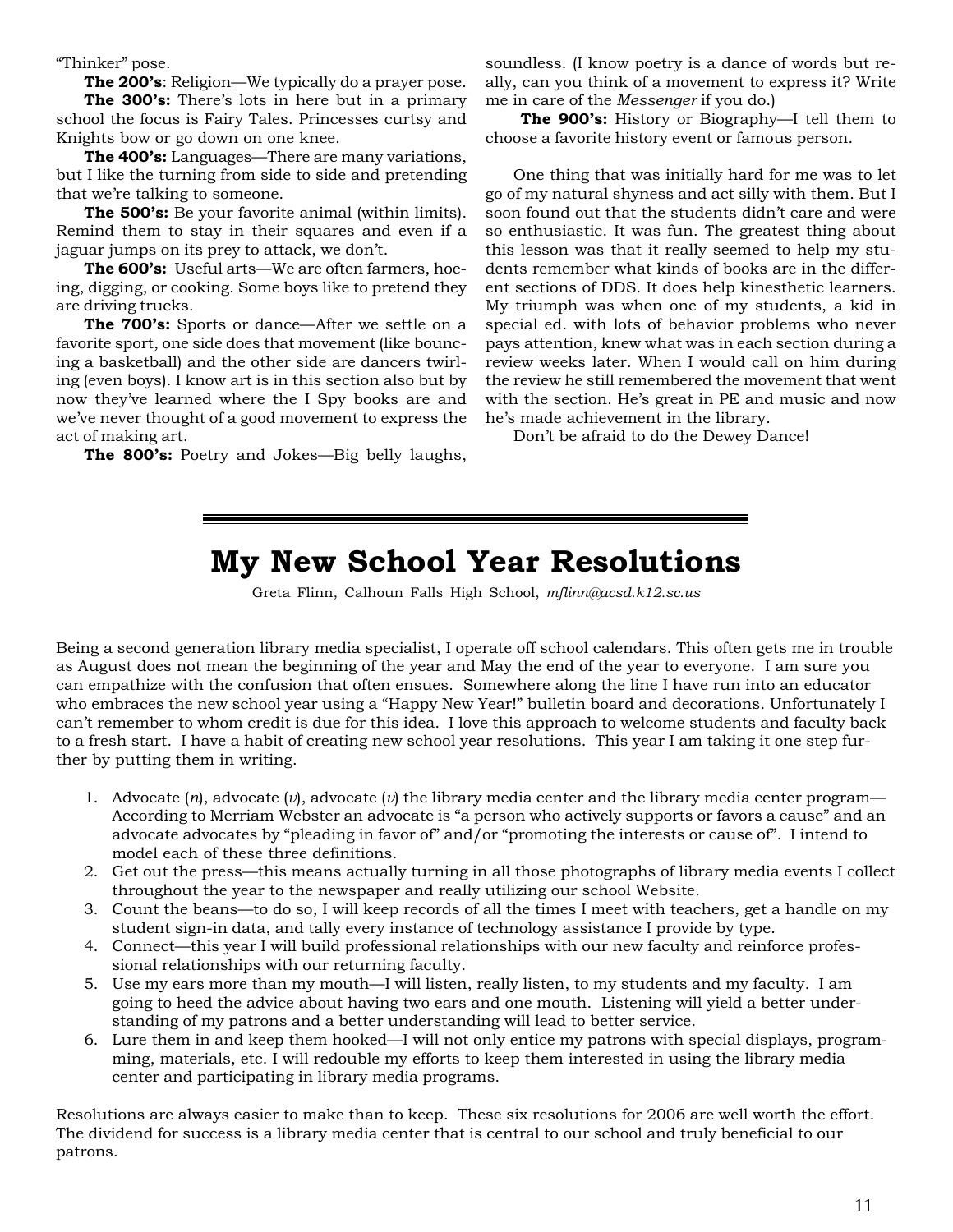"Thinker" pose.

**The 200's**: Religion—We typically do a prayer pose.

**The 300's:** There's lots in here but in a primary school the focus is Fairy Tales. Princesses curtsy and Knights bow or go down on one knee.

**The 400's:** Languages—There are many variations, but I like the turning from side to side and pretending that we're talking to someone.

**The 500's:** Be your favorite animal (within limits). Remind them to stay in their squares and even if a jaguar jumps on its prey to attack, we don't.

**The 600's:** Useful arts—We are often farmers, hoeing, digging, or cooking. Some boys like to pretend they are driving trucks.

**The 700's:** Sports or dance—After we settle on a favorite sport, one side does that movement (like bouncing a basketball) and the other side are dancers twirling (even boys). I know art is in this section also but by now they've learned where the I Spy books are and we've never thought of a good movement to express the act of making art.

**The 800's:** Poetry and Jokes—Big belly laughs, soundless. (I know poetry is a dance of words but really, can you think of a movement to express it? Write me in care of the *Messenger* if you do.)

**The 900's:** History or Biography—I tell them to choose a favorite history event or famous person.

One thing that was initially hard for me was to let go of my natural shyness and act silly with them. But I soon found out that the students didn't care and were so enthusiastic. It was fun. The greatest thing about this lesson was that it really seemed to help my students remember what kinds of books are in the different sections of DDS. It does help kinesthetic learners. My triumph was when one of my students, a kid in special ed. with lots of behavior problems who never pays attention, knew what was in each section during a review weeks later. When I would call on him during the review he still remembered the movement that went with the section. He's great in PE and music and now he's made achievement in the library.

Don't be afraid to do the Dewey Dance!

# My New School Year Resolutions

Greta Flinn, Calhoun Falls High School, *mflinn@acsd.k12.sc.us*

Being a second generation library media specialist, I operate off school calendars. This often gets me in trouble as August does not mean the beginning of the year and May the end of the year to everyone. I am sure you can empathize with the confusion that often ensues. Somewhere along the line I have run into an educator who embraces the new school year using a "Happy New Year!" bulletin board and decorations. Unfortunately I can't remember to whom credit is due for this idea. I love this approach to welcome students and faculty back to a fresh start. I have a habit of creating new school year resolutions. This year I am taking it one step further by putting them in writing.

1. Advocate (*n*), advocate (*v*), advocate (*v*) the library media center and the library media center program—According to Merriam Webster an advocate is "a person who actively supports or favors a cause" and an advocate advocates by "pleading in favor of" and/or "promoting the interests or cause of". I intend to model each of these three definitions.
2. Get out the press—this means actually turning in all those photographs of library media events I collect throughout the year to the newspaper and really utilizing our school Website.
3. Count the beans—to do so, I will keep records of all the times I meet with teachers, get a handle on my student sign-in data, and tally every instance of technology assistance I provide by type.
4. Connect—this year I will build professional relationships with our new faculty and reinforce professional relationships with our returning faculty.
5. Use my ears more than my mouth—I will listen, really listen, to my students and my faculty. I am going to heed the advice about having two ears and one mouth. Listening will yield a better understanding of my patrons and a better understanding will lead to better service.
6. Lure them in and keep them hooked—I will not only entice my patrons with special displays, programming, materials, etc. I will redouble my efforts to keep them interested in using the library media center and participating in library media programs.

Resolutions are always easier to make than to keep. These six resolutions for 2006 are well worth the effort. The dividend for success is a library media center that is central to our school and truly beneficial to our patrons.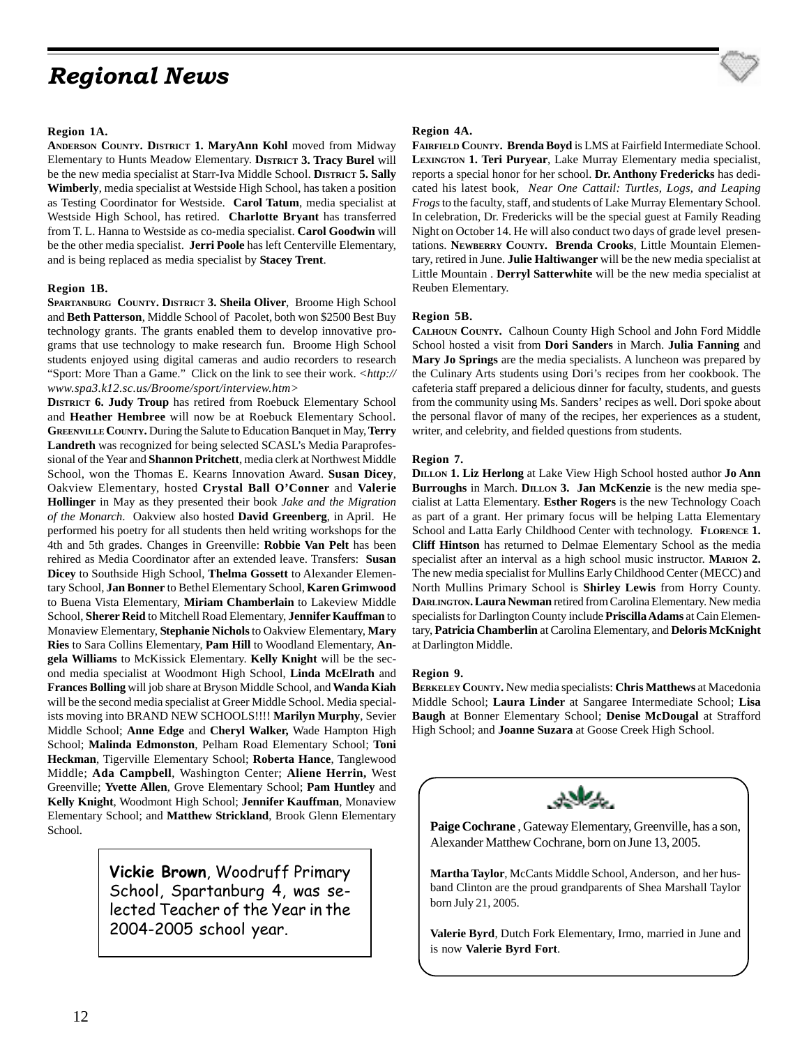# *Regional News*

**Region 1A.**

**Anderson County. District 1. MaryAnn Kohl** moved from Midway Elementary to Hunts Meadow Elementary. **District 3. Tracy Burel** will be the new media specialist at Starr-Iva Middle School. **District 5. Sally Wimberly**, media specialist at Westside High School, has taken a position as Testing Coordinator for Westside. **Carol Tatum**, media specialist at Westside High School, has retired. **Charlotte Bryant** has transferred from T. L. Hanna to Westside as co-media specialist. **Carol Goodwin** will be the other media specialist. **Jerri Poole** has left Centerville Elementary, and is being replaced as media specialist by **Stacey Trent**.

**Region 1B.**

**Spartanburg County. District 3. Sheila Oliver**, Broome High School and **Beth Patterson**, Middle School of Pacolet, both won $2500 Best Buy technology grants. The grants enabled them to develop innovative programs that use technology to make research fun. Broome High School students enjoyed using digital cameras and audio recorders to research "Sport: More Than a Game." Click on the link to see their work. *<http://www.spa3.k12.sc.us/Broome/sport/interview.htm>*

**District 6. Judy Troup** has retired from Roebuck Elementary School and **Heather Hembree** will now be at Roebuck Elementary School. **Greenville County.** During the Salute to Education Banquet in May, **Terry Landreth** was recognized for being selected SCASL's Media Paraprofessional of the Year and **Shannon Pritchett**, media clerk at Northwest Middle School, won the Thomas E. Kearns Innovation Award. **Susan Dicey**, Oakview Elementary, hosted **Crystal Ball O'Conner** and **Valerie Hollinger** in May as they presented their book *Jake and the Migration of the Monarch*. Oakview also hosted **David Greenberg**, in April. He performed his poetry for all students then held writing workshops for the 4th and 5th grades. Changes in Greenville: **Robbie Van Pelt** has been rehired as Media Coordinator after an extended leave. Transfers: **Susan Dicey** to Southside High School, **Thelma Gossett** to Alexander Elementary School, **Jan Bonner** to Bethel Elementary School, **Karen Grimwood** to Buena Vista Elementary, **Miriam Chamberlain** to Lakeview Middle School, **Sherer Reid** to Mitchell Road Elementary, **Jennifer Kauffman** to Monaview Elementary, **Stephanie Nichols** to Oakview Elementary, **Mary Ries** to Sara Collins Elementary, **Pam Hill** to Woodland Elementary, **Angela Williams** to McKissick Elementary. **Kelly Knight** will be the second media specialist at Woodmont High School, **Linda McElrath** and **Frances Bolling** will job share at Bryson Middle School, and **Wanda Kiah** will be the second media specialist at Greer Middle School. Media specialists moving into BRAND NEW SCHOOLS!!!! **Marilyn Murphy**, Sevier Middle School; **Anne Edge** and **Cheryl Walker,** Wade Hampton High School; **Malinda Edmonston**, Pelham Road Elementary School; **Toni Heckman**, Tigerville Elementary School; **Roberta Hance**, Tanglewood Middle; **Ada Campbell**, Washington Center; **Aliene Herrin,** West Greenville; **Yvette Allen**, Grove Elementary School; **Pam Huntley** and **Kelly Knight**, Woodmont High School; **Jennifer Kauffman**, Monaview Elementary School; and **Matthew Strickland**, Brook Glenn Elementary School.

**Vickie Brown**, Woodruff Primary School, Spartanburg 4, was selected Teacher of the Year in the 2004-2005 school year.

**Region 4A.**

**Fairfield County. Brenda Boyd** is LMS at Fairfield Intermediate School. **Lexington 1. Teri Puryear**, Lake Murray Elementary media specialist, reports a special honor for her school. **Dr. Anthony Fredericks** has dedicated his latest book, *Near One Cattail: Turtles, Logs, and Leaping Frogs* to the faculty, staff, and students of Lake Murray Elementary School. In celebration, Dr. Fredericks will be the special guest at Family Reading Night on October 14. He will also conduct two days of grade level presentations. **Newberry County. Brenda Crooks**, Little Mountain Elementary, retired in June. **Julie Haltiwanger** will be the new media specialist at Little Mountain . **Derryl Satterwhite** will be the new media specialist at Reuben Elementary.

**Region 5B.**

**Calhoun County.** Calhoun County High School and John Ford Middle School hosted a visit from **Dori Sanders** in March. **Julia Fanning** and **Mary Jo Springs** are the media specialists. A luncheon was prepared by the Culinary Arts students using Dori's recipes from her cookbook. The cafeteria staff prepared a delicious dinner for faculty, students, and guests from the community using Ms. Sanders' recipes as well. Dori spoke about the personal flavor of many of the recipes, her experiences as a student, writer, and celebrity, and fielded questions from students.

**Region 7.**

**Dillon 1. Liz Herlong** at Lake View High School hosted author **Jo Ann Burroughs** in March. **Dillon 3. Jan McKenzie** is the new media specialist at Latta Elementary. **Esther Rogers** is the new Technology Coach as part of a grant. Her primary focus will be helping Latta Elementary School and Latta Early Childhood Center with technology. **Florence 1. Cliff Hintson** has returned to Delmae Elementary School as the media specialist after an interval as a high school music instructor. **Marion 2.** The new media specialist for Mullins Early Childhood Center (MECC) and North Mullins Primary School is **Shirley Lewis** from Horry County. **Darlington. Laura Newman** retired from Carolina Elementary. New media specialists for Darlington County include **Priscilla Adams** at Cain Elementary, **Patricia Chamberlin** at Carolina Elementary, and **Deloris McKnight** at Darlington Middle.

**Region 9.**

**Berkeley County.** New media specialists: **Chris Matthews** at Macedonia Middle School; **Laura Linder** at Sangaree Intermediate School; **Lisa Baugh** at Bonner Elementary School; **Denise McDougal** at Strafford High School; and **Joanne Suzara** at Goose Creek High School.

**Paige Cochrane** , Gateway Elementary, Greenville, has a son, Alexander Matthew Cochrane, born on June 13, 2005.

**Martha Taylor**, McCants Middle School, Anderson, and her husband Clinton are the proud grandparents of Shea Marshall Taylor born July 21, 2005.

**Valerie Byrd**, Dutch Fork Elementary, Irmo, married in June and is now **Valerie Byrd Fort**.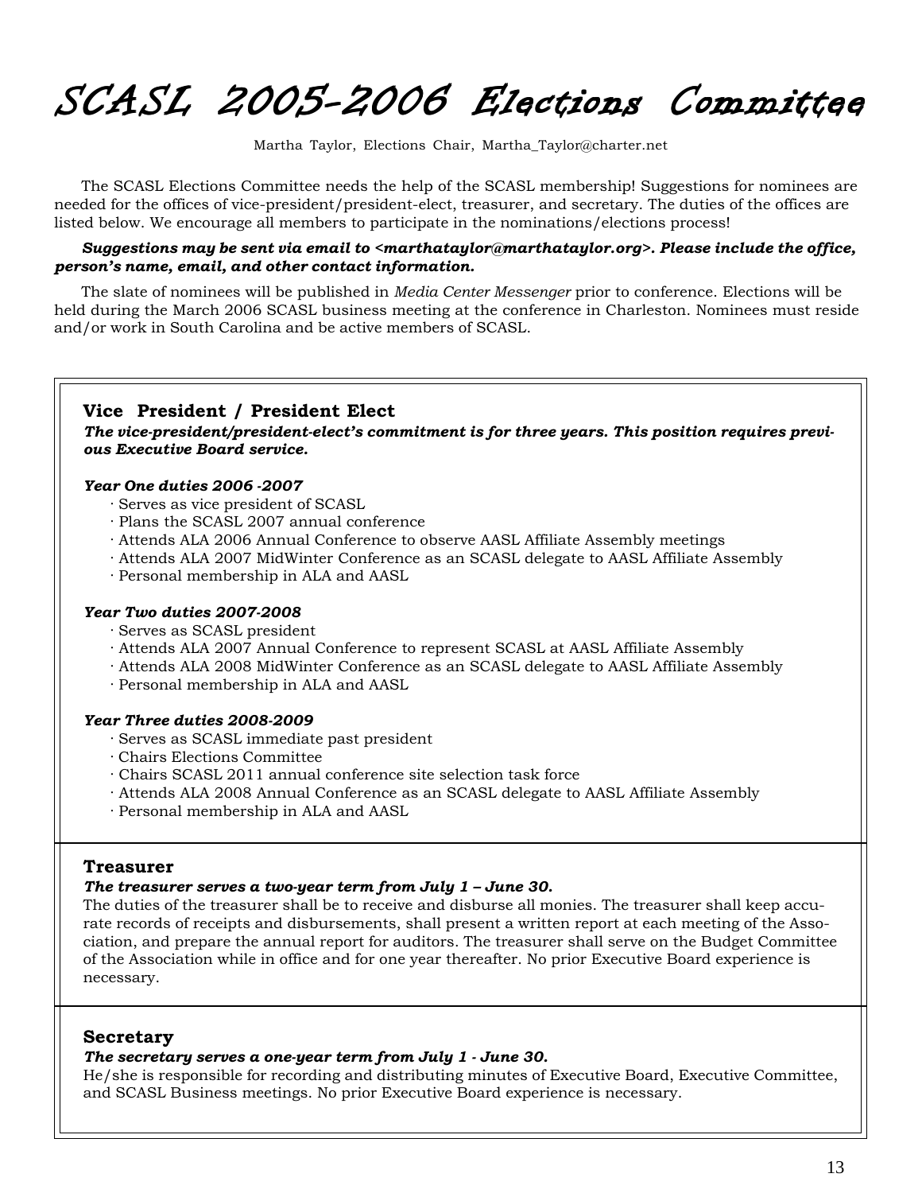# SCASL 2005-2006 Elections Committee

Martha Taylor, Elections Chair, Martha_Taylor@charter.net

The SCASL Elections Committee needs the help of the SCASL membership! Suggestions for nominees are needed for the offices of vice-president/president-elect, treasurer, and secretary. The duties of the offices are listed below. We encourage all members to participate in the nominations/elections process!

***Suggestions may be sent via email to <marthataylor@marthataylor.org>. Please include the office, person's name, email, and other contact information.***

The slate of nominees will be published in *Media Center Messenger* prior to conference. Elections will be held during the March 2006 SCASL business meeting at the conference in Charleston. Nominees must reside and/or work in South Carolina and be active members of SCASL.

## Vice President / President Elect

***The vice-president/president-elect's commitment is for three years. This position requires previous Executive Board service.***

***Year One duties 2006 -2007***

- Serves as vice president of SCASL
- Plans the SCASL 2007 annual conference
- Attends ALA 2006 Annual Conference to observe AASL Affiliate Assembly meetings
- Attends ALA 2007 MidWinter Conference as an SCASL delegate to AASL Affiliate Assembly
- Personal membership in ALA and AASL

***Year Two duties 2007-2008***

- Serves as SCASL president
- Attends ALA 2007 Annual Conference to represent SCASL at AASL Affiliate Assembly
- Attends ALA 2008 MidWinter Conference as an SCASL delegate to AASL Affiliate Assembly
- Personal membership in ALA and AASL

***Year Three duties 2008-2009***

- Serves as SCASL immediate past president
- Chairs Elections Committee
- Chairs SCASL 2011 annual conference site selection task force
- Attends ALA 2008 Annual Conference as an SCASL delegate to AASL Affiliate Assembly
- Personal membership in ALA and AASL

## Treasurer

***The treasurer serves a two-year term from July 1 – June 30.***

The duties of the treasurer shall be to receive and disburse all monies. The treasurer shall keep accurate records of receipts and disbursements, shall present a written report at each meeting of the Association, and prepare the annual report for auditors. The treasurer shall serve on the Budget Committee of the Association while in office and for one year thereafter. No prior Executive Board experience is necessary.

## Secretary

***The secretary serves a one-year term from July 1 - June 30.***

He/she is responsible for recording and distributing minutes of Executive Board, Executive Committee, and SCASL Business meetings. No prior Executive Board experience is necessary.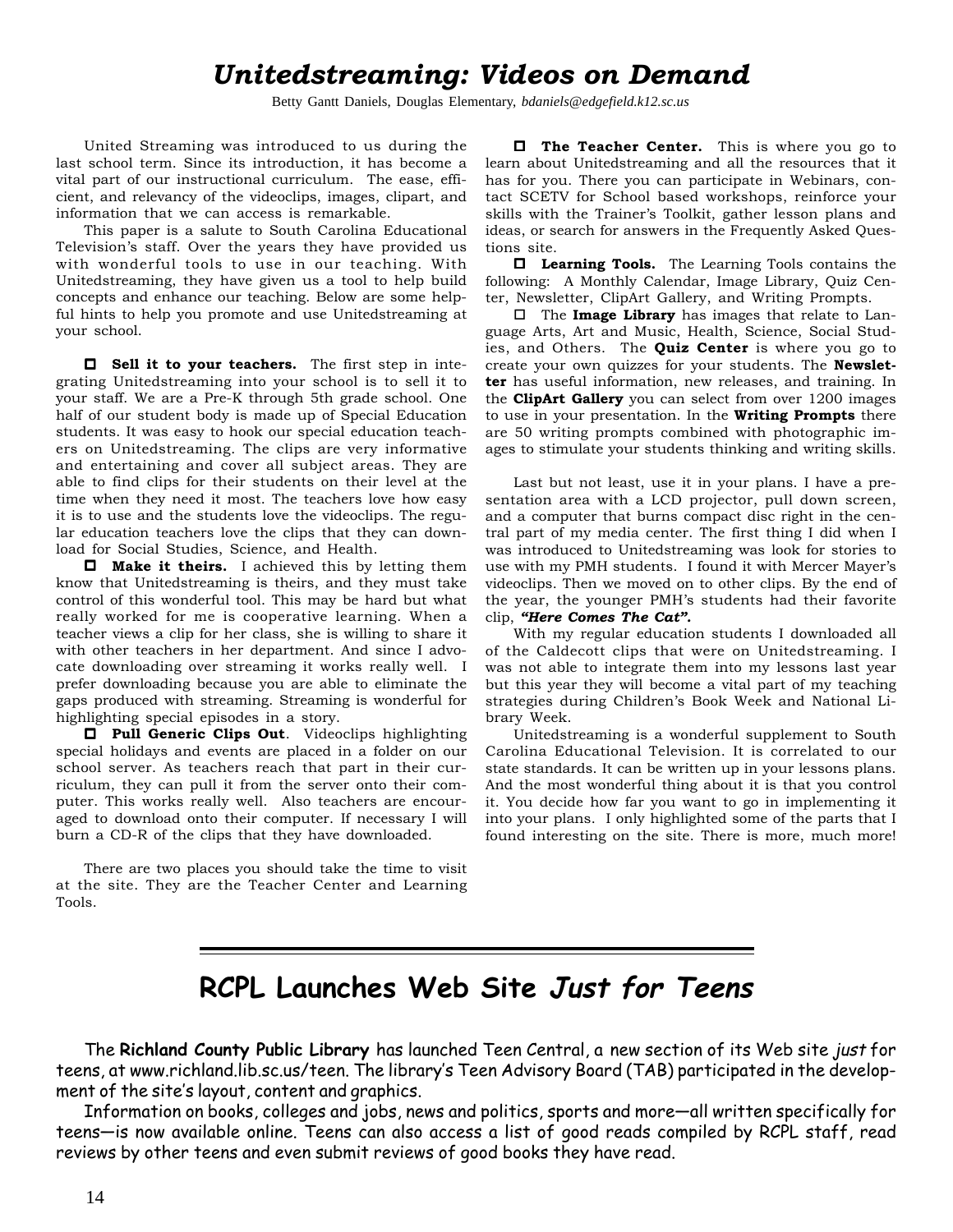# *Unitedstreaming: Videos on Demand*

Betty Gantt Daniels, Douglas Elementary, *bdaniels@edgefield.k12.sc.us*

United Streaming was introduced to us during the last school term. Since its introduction, it has become a vital part of our instructional curriculum. The ease, efficient, and relevancy of the videoclips, images, clipart, and information that we can access is remarkable.

This paper is a salute to South Carolina Educational Television's staff. Over the years they have provided us with wonderful tools to use in our teaching. With Unitedstreaming, they have given us a tool to help build concepts and enhance our teaching. Below are some helpful hints to help you promote and use Unitedstreaming at your school.

☐ **Sell it to your teachers.** The first step in integrating Unitedstreaming into your school is to sell it to your staff. We are a Pre-K through 5th grade school. One half of our student body is made up of Special Education students. It was easy to hook our special education teachers on Unitedstreaming. The clips are very informative and entertaining and cover all subject areas. They are able to find clips for their students on their level at the time when they need it most. The teachers love how easy it is to use and the students love the videoclips. The regular education teachers love the clips that they can download for Social Studies, Science, and Health.

☐ **Make it theirs.** I achieved this by letting them know that Unitedstreaming is theirs, and they must take control of this wonderful tool. This may be hard but what really worked for me is cooperative learning. When a teacher views a clip for her class, she is willing to share it with other teachers in her department. And since I advocate downloading over streaming it works really well. I prefer downloading because you are able to eliminate the gaps produced with streaming. Streaming is wonderful for highlighting special episodes in a story.

☐ **Pull Generic Clips Out**. Videoclips highlighting special holidays and events are placed in a folder on our school server. As teachers reach that part in their curriculum, they can pull it from the server onto their computer. This works really well. Also teachers are encouraged to download onto their computer. If necessary I will burn a CD-R of the clips that they have downloaded.

There are two places you should take the time to visit at the site. They are the Teacher Center and Learning Tools.

☐ **The Teacher Center.** This is where you go to learn about Unitedstreaming and all the resources that it has for you. There you can participate in Webinars, contact SCETV for School based workshops, reinforce your skills with the Trainer's Toolkit, gather lesson plans and ideas, or search for answers in the Frequently Asked Questions site.

☐ **Learning Tools.** The Learning Tools contains the following: A Monthly Calendar, Image Library, Quiz Center, Newsletter, ClipArt Gallery, and Writing Prompts.

☐ The **Image Library** has images that relate to Language Arts, Art and Music, Health, Science, Social Studies, and Others. The **Quiz Center** is where you go to create your own quizzes for your students. The **Newsletter** has useful information, new releases, and training. In the **ClipArt Gallery** you can select from over 1200 images to use in your presentation. In the **Writing Prompts** there are 50 writing prompts combined with photographic images to stimulate your students thinking and writing skills.

Last but not least, use it in your plans. I have a presentation area with a LCD projector, pull down screen, and a computer that burns compact disc right in the central part of my media center. The first thing I did when I was introduced to Unitedstreaming was look for stories to use with my PMH students. I found it with Mercer Mayer's videoclips. Then we moved on to other clips. By the end of the year, the younger PMH's students had their favorite clip, ***"Here Comes The Cat"***.

With my regular education students I downloaded all of the Caldecott clips that were on Unitedstreaming. I was not able to integrate them into my lessons last year but this year they will become a vital part of my teaching strategies during Children's Book Week and National Library Week.

Unitedstreaming is a wonderful supplement to South Carolina Educational Television. It is correlated to our state standards. It can be written up in your lessons plans. And the most wonderful thing about it is that you control it. You decide how far you want to go in implementing it into your plans. I only highlighted some of the parts that I found interesting on the site. There is more, much more!

---

# RCPL Launches Web Site *Just for Teens*

The **Richland County Public Library** has launched Teen Central, a new section of its Web site *just* for teens, at www.richland.lib.sc.us/teen. The library's Teen Advisory Board (TAB) participated in the development of the site's layout, content and graphics.

Information on books, colleges and jobs, news and politics, sports and more—all written specifically for teens—is now available online. Teens can also access a list of good reads compiled by RCPL staff, read reviews by other teens and even submit reviews of good books they have read.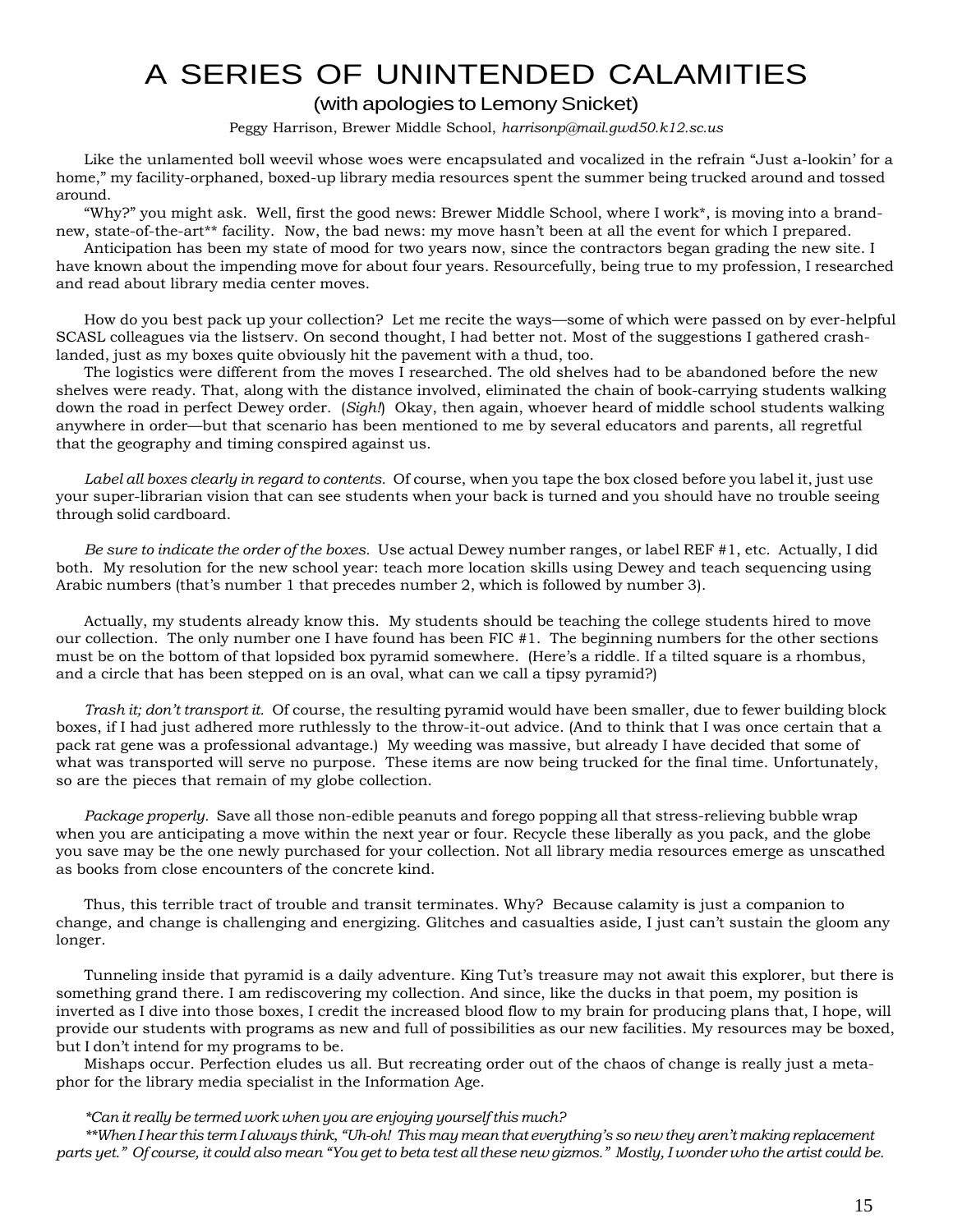# A SERIES OF UNINTENDED CALAMITIES

(with apologies to Lemony Snicket)

Peggy Harrison, Brewer Middle School, *harrisonp@mail.gwd50.k12.sc.us*

Like the unlamented boll weevil whose woes were encapsulated and vocalized in the refrain "Just a-lookin' for a home," my facility-orphaned, boxed-up library media resources spent the summer being trucked around and tossed around.

"Why?" you might ask. Well, first the good news: Brewer Middle School, where I work*, is moving into a brand-new, state-of-the-art** facility. Now, the bad news: my move hasn't been at all the event for which I prepared.

Anticipation has been my state of mood for two years now, since the contractors began grading the new site. I have known about the impending move for about four years. Resourcefully, being true to my profession, I researched and read about library media center moves.

How do you best pack up your collection? Let me recite the ways—some of which were passed on by ever-helpful SCASL colleagues via the listserv. On second thought, I had better not. Most of the suggestions I gathered crash-landed, just as my boxes quite obviously hit the pavement with a thud, too.

The logistics were different from the moves I researched. The old shelves had to be abandoned before the new shelves were ready. That, along with the distance involved, eliminated the chain of book-carrying students walking down the road in perfect Dewey order. (*Sigh!*) Okay, then again, whoever heard of middle school students walking anywhere in order—but that scenario has been mentioned to me by several educators and parents, all regretful that the geography and timing conspired against us.

*Label all boxes clearly in regard to contents.* Of course, when you tape the box closed before you label it, just use your super-librarian vision that can see students when your back is turned and you should have no trouble seeing through solid cardboard.

*Be sure to indicate the order of the boxes.* Use actual Dewey number ranges, or label REF #1, etc. Actually, I did both. My resolution for the new school year: teach more location skills using Dewey and teach sequencing using Arabic numbers (that's number 1 that precedes number 2, which is followed by number 3).

Actually, my students already know this. My students should be teaching the college students hired to move our collection. The only number one I have found has been FIC #1. The beginning numbers for the other sections must be on the bottom of that lopsided box pyramid somewhere. (Here's a riddle. If a tilted square is a rhombus, and a circle that has been stepped on is an oval, what can we call a tipsy pyramid?)

*Trash it; don't transport it.* Of course, the resulting pyramid would have been smaller, due to fewer building block boxes, if I had just adhered more ruthlessly to the throw-it-out advice. (And to think that I was once certain that a pack rat gene was a professional advantage.) My weeding was massive, but already I have decided that some of what was transported will serve no purpose. These items are now being trucked for the final time. Unfortunately, so are the pieces that remain of my globe collection.

*Package properly.* Save all those non-edible peanuts and forego popping all that stress-relieving bubble wrap when you are anticipating a move within the next year or four. Recycle these liberally as you pack, and the globe you save may be the one newly purchased for your collection. Not all library media resources emerge as unscathed as books from close encounters of the concrete kind.

Thus, this terrible tract of trouble and transit terminates. Why? Because calamity is just a companion to change, and change is challenging and energizing. Glitches and casualties aside, I just can't sustain the gloom any longer.

Tunneling inside that pyramid is a daily adventure. King Tut's treasure may not await this explorer, but there is something grand there. I am rediscovering my collection. And since, like the ducks in that poem, my position is inverted as I dive into those boxes, I credit the increased blood flow to my brain for producing plans that, I hope, will provide our students with programs as new and full of possibilities as our new facilities. My resources may be boxed, but I don't intend for my programs to be.

Mishaps occur. Perfection eludes us all. But recreating order out of the chaos of change is really just a metaphor for the library media specialist in the Information Age.

*\*Can it really be termed work when you are enjoying yourself this much?*

*\*\*When I hear this term I always think, "Uh-oh! This may mean that everything's so new they aren't making replacement parts yet." Of course, it could also mean "You get to beta test all these new gizmos." Mostly, I wonder who the artist could be.*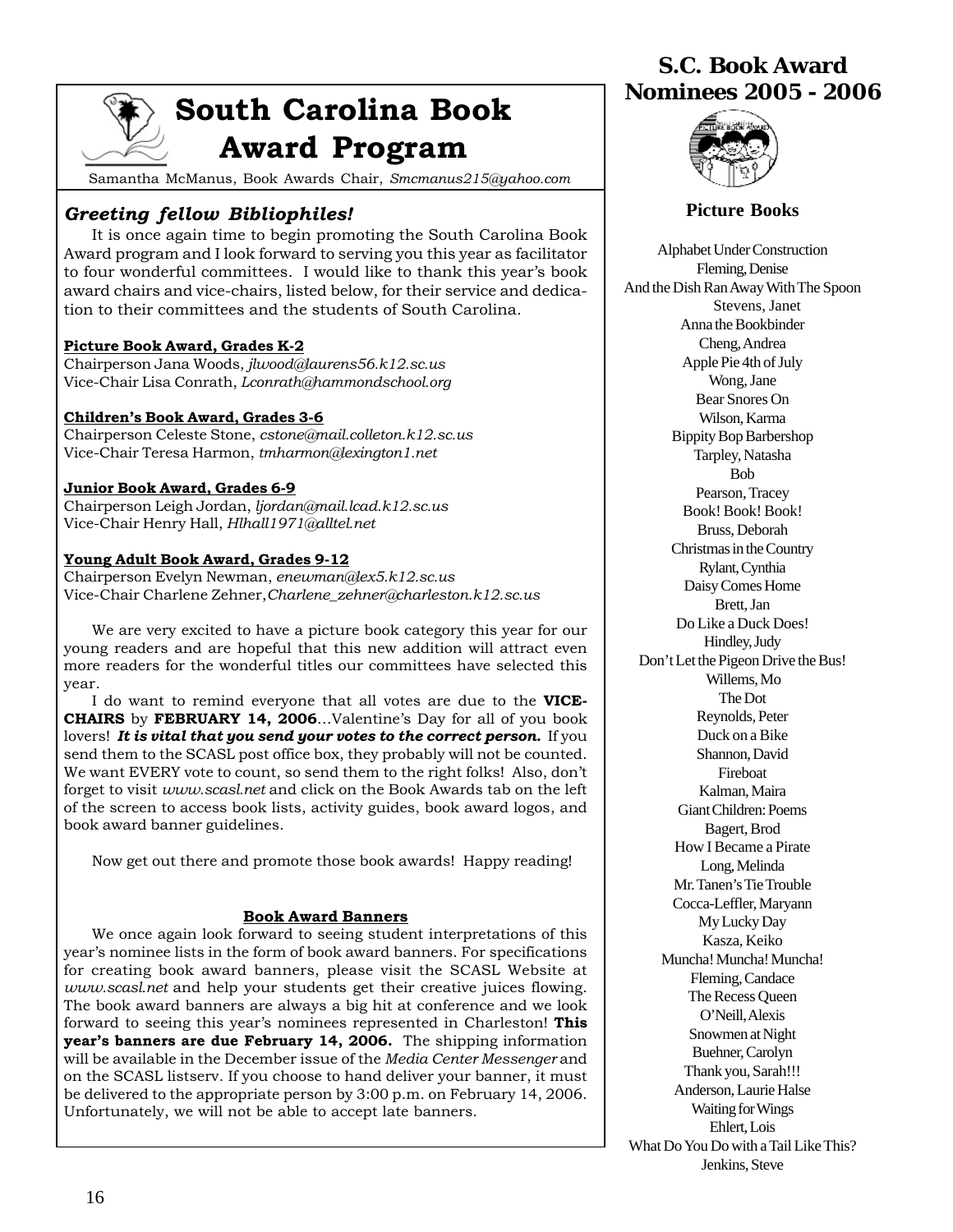# South Carolina Book Award Program

Samantha McManus, Book Awards Chair, *Smcmanus215@yahoo.com*

### *Greeting fellow Bibliophiles!*

It is once again time to begin promoting the South Carolina Book Award program and I look forward to serving you this year as facilitator to four wonderful committees. I would like to thank this year's book award chairs and vice-chairs, listed below, for their service and dedication to their committees and the students of South Carolina.

**Picture Book Award, Grades K-2**
Chairperson Jana Woods, *jlwood@laurens56.k12.sc.us*
Vice-Chair Lisa Conrath, *Lconrath@hammondschool.org*

**Children's Book Award, Grades 3-6**
Chairperson Celeste Stone, *cstone@mail.colleton.k12.sc.us*
Vice-Chair Teresa Harmon, *tmharmon@lexington1.net*

**Junior Book Award, Grades 6-9**
Chairperson Leigh Jordan, *ljordan@mail.lcad.k12.sc.us*
Vice-Chair Henry Hall, *Hlhall1971@alltel.net*

**Young Adult Book Award, Grades 9-12**
Chairperson Evelyn Newman, *enewman@lex5.k12.sc.us*
Vice-Chair Charlene Zehner,*Charlene_zehner@charleston.k12.sc.us*

We are very excited to have a picture book category this year for our young readers and are hopeful that this new addition will attract even more readers for the wonderful titles our committees have selected this year.

I do want to remind everyone that all votes are due to the **VICE-CHAIRS** by **FEBRUARY 14, 2006**...Valentine's Day for all of you book lovers! ***It is vital that you send your votes to the correct person.*** If you send them to the SCASL post office box, they probably will not be counted. We want EVERY vote to count, so send them to the right folks! Also, don't forget to visit *www.scasl.net* and click on the Book Awards tab on the left of the screen to access book lists, activity guides, book award logos, and book award banner guidelines.

Now get out there and promote those book awards! Happy reading!

**Book Award Banners**

We once again look forward to seeing student interpretations of this year's nominee lists in the form of book award banners. For specifications for creating book award banners, please visit the SCASL Website at *www.scasl.net* and help your students get their creative juices flowing. The book award banners are always a big hit at conference and we look forward to seeing this year's nominees represented in Charleston! **This year's banners are due February 14, 2006.** The shipping information will be available in the December issue of the *Media Center Messenger* and on the SCASL listserv. If you choose to hand deliver your banner, it must be delivered to the appropriate person by 3:00 p.m. on February 14, 2006. Unfortunately, we will not be able to accept late banners.

## S.C. Book Award Nominees 2005 - 2006

### Picture Books

Alphabet Under Construction
Fleming, Denise

And the Dish Ran Away With The Spoon
Stevens, Janet

Anna the Bookbinder
Cheng, Andrea

Apple Pie 4th of July
Wong, Jane

Bear Snores On
Wilson, Karma

Bippity Bop Barbershop
Tarpley, Natasha

Bob
Pearson, Tracey

Book! Book! Book!
Bruss, Deborah

Christmas in the Country
Rylant, Cynthia

Daisy Comes Home
Brett, Jan

Do Like a Duck Does!
Hindley, Judy

Don't Let the Pigeon Drive the Bus!
Willems, Mo

The Dot
Reynolds, Peter

Duck on a Bike
Shannon, David

Fireboat
Kalman, Maira

Giant Children: Poems
Bagert, Brod

How I Became a Pirate
Long, Melinda

Mr. Tanen's Tie Trouble
Cocca-Leffler, Maryann

My Lucky Day
Kasza, Keiko

Muncha! Muncha! Muncha!
Fleming, Candace

The Recess Queen
O'Neill, Alexis

Snowmen at Night
Buehner, Carolyn

Thank you, Sarah!!!
Anderson, Laurie Halse

Waiting for Wings
Ehlert, Lois

What Do You Do with a Tail Like This?
Jenkins, Steve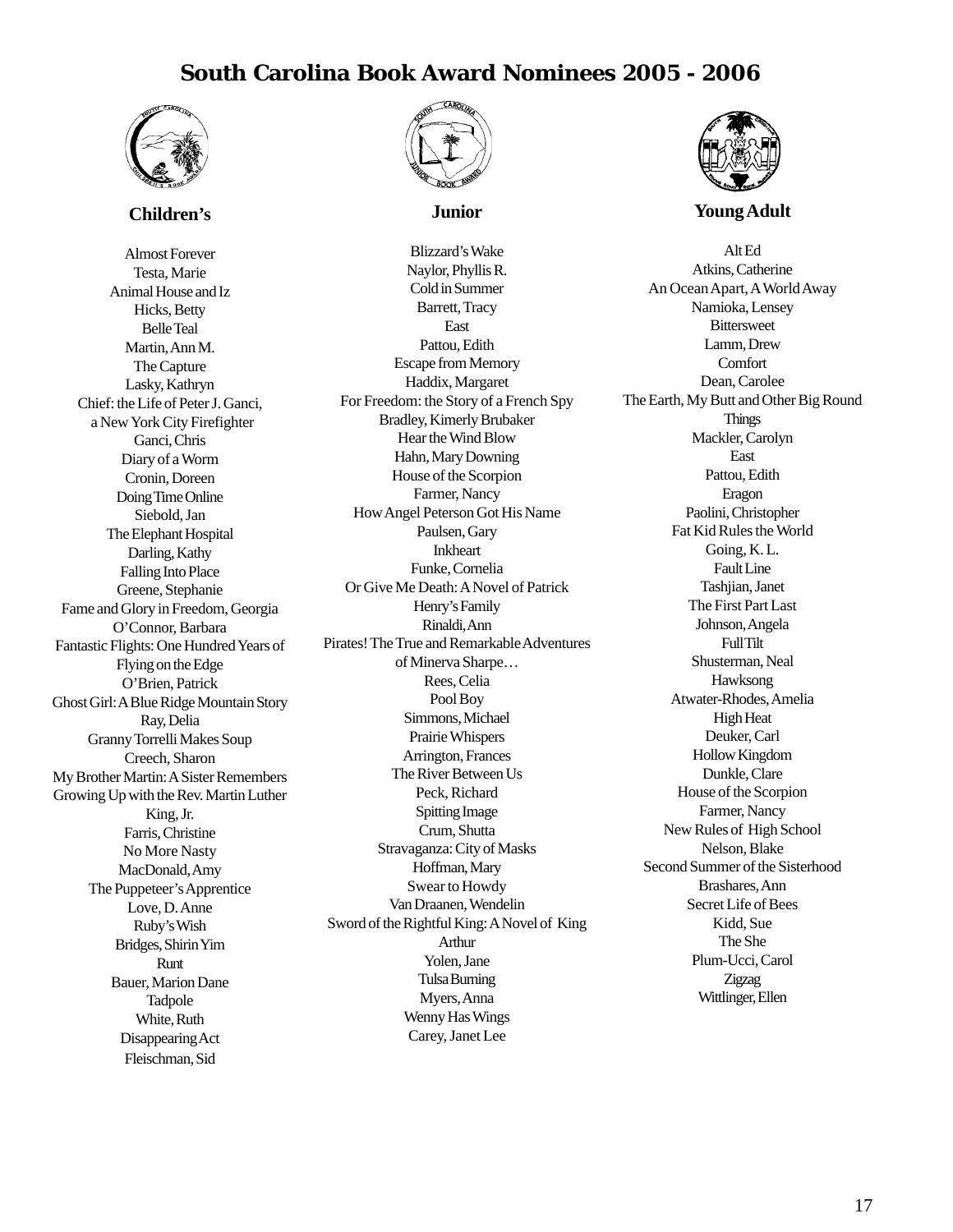# South Carolina Book Award Nominees 2005 - 2006

### Children's

Almost Forever
Testa, Marie
Animal House and Iz
Hicks, Betty
Belle Teal
Martin, Ann M.
The Capture
Lasky, Kathryn
Chief: the Life of Peter J. Ganci, a New York City Firefighter
Ganci, Chris
Diary of a Worm
Cronin, Doreen
Doing Time Online
Siebold, Jan
The Elephant Hospital
Darling, Kathy
Falling Into Place
Greene, Stephanie
Fame and Glory in Freedom, Georgia
O'Connor, Barbara
Fantastic Flights: One Hundred Years of Flying on the Edge
O'Brien, Patrick
Ghost Girl: A Blue Ridge Mountain Story
Ray, Delia
Granny Torrelli Makes Soup
Creech, Sharon
My Brother Martin: A Sister Remembers Growing Up with the Rev. Martin Luther King, Jr.
Farris, Christine
No More Nasty
MacDonald, Amy
The Puppeteer's Apprentice
Love, D. Anne
Ruby's Wish
Bridges, Shirin Yim
Runt
Bauer, Marion Dane
Tadpole
White, Ruth
Disappearing Act
Fleischman, Sid

### Junior

Blizzard's Wake
Naylor, Phyllis R.
Cold in Summer
Barrett, Tracy
East
Pattou, Edith
Escape from Memory
Haddix, Margaret
For Freedom: the Story of a French Spy
Bradley, Kimerly Brubaker
Hear the Wind Blow
Hahn, Mary Downing
House of the Scorpion
Farmer, Nancy
How Angel Peterson Got His Name
Paulsen, Gary
Inkheart
Funke, Cornelia
Or Give Me Death: A Novel of Patrick Henry's Family
Rinaldi, Ann
Pirates! The True and Remarkable Adventures of Minerva Sharpe…
Rees, Celia
Pool Boy
Simmons, Michael
Prairie Whispers
Arrington, Frances
The River Between Us
Peck, Richard
Spitting Image
Crum, Shutta
Stravaganza: City of Masks
Hoffman, Mary
Swear to Howdy
Van Draanen, Wendelin
Sword of the Rightful King: A Novel of King Arthur
Yolen, Jane
Tulsa Burning
Myers, Anna
Wenny Has Wings
Carey, Janet Lee

### Young Adult

Alt Ed
Atkins, Catherine
An Ocean Apart, A World Away
Namioka, Lensey
Bittersweet
Lamm, Drew
Comfort
Dean, Carolee
The Earth, My Butt and Other Big Round Things
Mackler, Carolyn
East
Pattou, Edith
Eragon
Paolini, Christopher
Fat Kid Rules the World
Going, K. L.
Fault Line
Tashjian, Janet
The First Part Last
Johnson, Angela
Full Tilt
Shusterman, Neal
Hawksong
Atwater-Rhodes, Amelia
High Heat
Deuker, Carl
Hollow Kingdom
Dunkle, Clare
House of the Scorpion
Farmer, Nancy
New Rules of High School
Nelson, Blake
Second Summer of the Sisterhood
Brashares, Ann
Secret Life of Bees
Kidd, Sue
The She
Plum-Ucci, Carol
Zigzag
Wittlinger, Ellen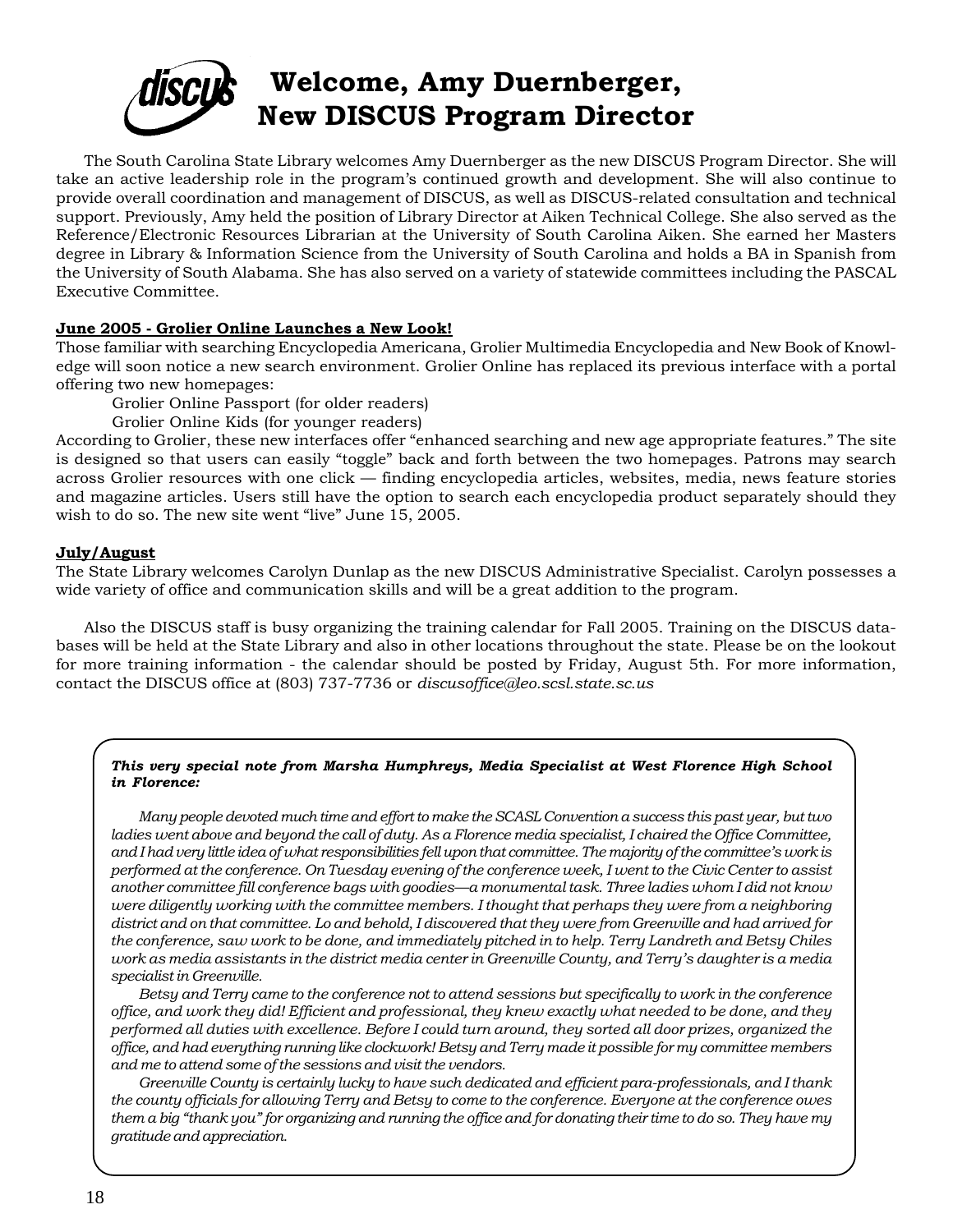# Welcome, Amy Duernberger, New DISCUS Program Director

The South Carolina State Library welcomes Amy Duernberger as the new DISCUS Program Director. She will take an active leadership role in the program's continued growth and development. She will also continue to provide overall coordination and management of DISCUS, as well as DISCUS-related consultation and technical support. Previously, Amy held the position of Library Director at Aiken Technical College. She also served as the Reference/Electronic Resources Librarian at the University of South Carolina Aiken. She earned her Masters degree in Library & Information Science from the University of South Carolina and holds a BA in Spanish from the University of South Alabama. She has also served on a variety of statewide committees including the PASCAL Executive Committee.

**June 2005 - Grolier Online Launches a New Look!**

Those familiar with searching Encyclopedia Americana, Grolier Multimedia Encyclopedia and New Book of Knowledge will soon notice a new search environment. Grolier Online has replaced its previous interface with a portal offering two new homepages:

Grolier Online Passport (for older readers)
Grolier Online Kids (for younger readers)

According to Grolier, these new interfaces offer "enhanced searching and new age appropriate features." The site is designed so that users can easily "toggle" back and forth between the two homepages. Patrons may search across Grolier resources with one click — finding encyclopedia articles, websites, media, news feature stories and magazine articles. Users still have the option to search each encyclopedia product separately should they wish to do so. The new site went "live" June 15, 2005.

**July/August**

The State Library welcomes Carolyn Dunlap as the new DISCUS Administrative Specialist. Carolyn possesses a wide variety of office and communication skills and will be a great addition to the program.

Also the DISCUS staff is busy organizing the training calendar for Fall 2005. Training on the DISCUS databases will be held at the State Library and also in other locations throughout the state. Please be on the lookout for more training information - the calendar should be posted by Friday, August 5th. For more information, contact the DISCUS office at (803) 737-7736 or *discusoffice@leo.scsl.state.sc.us*

***This very special note from Marsha Humphreys, Media Specialist at West Florence High School in Florence:***

*Many people devoted much time and effort to make the SCASL Convention a success this past year, but two ladies went above and beyond the call of duty. As a Florence media specialist, I chaired the Office Committee, and I had very little idea of what responsibilities fell upon that committee. The majority of the committee's work is performed at the conference. On Tuesday evening of the conference week, I went to the Civic Center to assist another committee fill conference bags with goodies—a monumental task. Three ladies whom I did not know were diligently working with the committee members. I thought that perhaps they were from a neighboring district and on that committee. Lo and behold, I discovered that they were from Greenville and had arrived for the conference, saw work to be done, and immediately pitched in to help. Terry Landreth and Betsy Chiles work as media assistants in the district media center in Greenville County, and Terry's daughter is a media specialist in Greenville.*

*Betsy and Terry came to the conference not to attend sessions but specifically to work in the conference office, and work they did! Efficient and professional, they knew exactly what needed to be done, and they performed all duties with excellence. Before I could turn around, they sorted all door prizes, organized the office, and had everything running like clockwork! Betsy and Terry made it possible for my committee members and me to attend some of the sessions and visit the vendors.*

*Greenville County is certainly lucky to have such dedicated and efficient para-professionals, and I thank the county officials for allowing Terry and Betsy to come to the conference. Everyone at the conference owes them a big "thank you" for organizing and running the office and for donating their time to do so. They have my gratitude and appreciation.*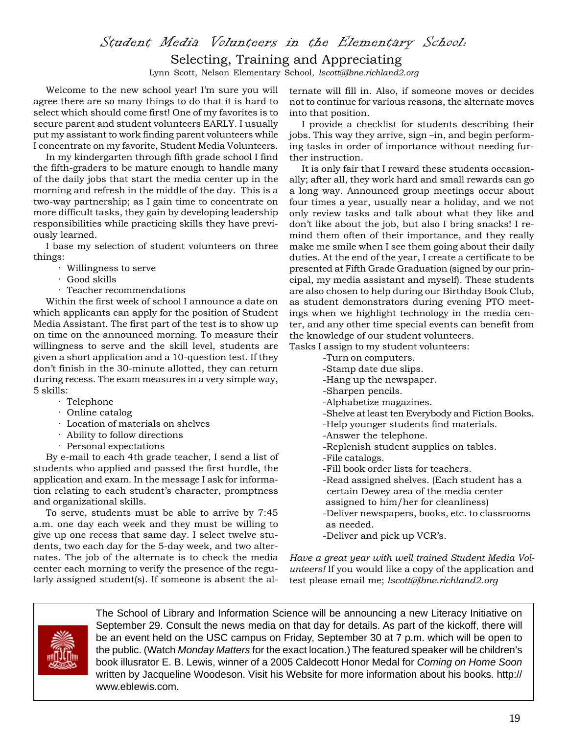# *Student Media Volunteers in the Elementary School:*

## Selecting, Training and Appreciating

Lynn Scott, Nelson Elementary School, *lscott@lbne.richland2.org*

Welcome to the new school year! I'm sure you will agree there are so many things to do that it is hard to select which should come first! One of my favorites is to secure parent and student volunteers EARLY. I usually put my assistant to work finding parent volunteers while I concentrate on my favorite, Student Media Volunteers.

In my kindergarten through fifth grade school I find the fifth-graders to be mature enough to handle many of the daily jobs that start the media center up in the morning and refresh in the middle of the day. This is a two-way partnership; as I gain time to concentrate on more difficult tasks, they gain by developing leadership responsibilities while practicing skills they have previously learned.

I base my selection of student volunteers on three things:

- Willingness to serve
- Good skills
- Teacher recommendations

Within the first week of school I announce a date on which applicants can apply for the position of Student Media Assistant. The first part of the test is to show up on time on the announced morning. To measure their willingness to serve and the skill level, students are given a short application and a 10-question test. If they don't finish in the 30-minute allotted, they can return during recess. The exam measures in a very simple way, 5 skills:

- Telephone
- Online catalog
- Location of materials on shelves
- Ability to follow directions
- Personal expectations

By e-mail to each 4th grade teacher, I send a list of students who applied and passed the first hurdle, the application and exam. In the message I ask for information relating to each student's character, promptness and organizational skills.

To serve, students must be able to arrive by 7:45 a.m. one day each week and they must be willing to give up one recess that same day. I select twelve students, two each day for the 5-day week, and two alternates. The job of the alternate is to check the media center each morning to verify the presence of the regularly assigned student(s). If someone is absent the alternate will fill in. Also, if someone moves or decides not to continue for various reasons, the alternate moves into that position.

I provide a checklist for students describing their jobs. This way they arrive, sign –in, and begin performing tasks in order of importance without needing further instruction.

It is only fair that I reward these students occasionally; after all, they work hard and small rewards can go a long way. Announced group meetings occur about four times a year, usually near a holiday, and we not only review tasks and talk about what they like and don't like about the job, but also I bring snacks! I remind them often of their importance, and they really make me smile when I see them going about their daily duties. At the end of the year, I create a certificate to be presented at Fifth Grade Graduation (signed by our principal, my media assistant and myself). These students are also chosen to help during our Birthday Book Club, as student demonstrators during evening PTO meetings when we highlight technology in the media center, and any other time special events can benefit from the knowledge of our student volunteers.

Tasks I assign to my student volunteers:

- -Turn on computers.
- -Stamp date due slips.
- -Hang up the newspaper.
- -Sharpen pencils.
- -Alphabetize magazines.
- -Shelve at least ten Everybody and Fiction Books.
- -Help younger students find materials.
- -Answer the telephone.
- -Replenish student supplies on tables.
- -File catalogs.
- -Fill book order lists for teachers.
- -Read assigned shelves. (Each student has a certain Dewey area of the media center assigned to him/her for cleanliness)
- -Deliver newspapers, books, etc. to classrooms as needed.
- -Deliver and pick up VCR's.

*Have a great year with well trained Student Media Volunteers!* If you would like a copy of the application and test please email me; *lscott@lbne.richland2.org*

---

The School of Library and Information Science will be announcing a new Literacy Initiative on September 29. Consult the news media on that day for details. As part of the kickoff, there will be an event held on the USC campus on Friday, September 30 at 7 p.m. which will be open to the public. (Watch *Monday Matters* for the exact location.) The featured speaker will be children's book illusrator E. B. Lewis, winner of a 2005 Caldecott Honor Medal for *Coming on Home Soon* written by Jacqueline Woodeson. Visit his Website for more information about his books. http://www.eblewis.com.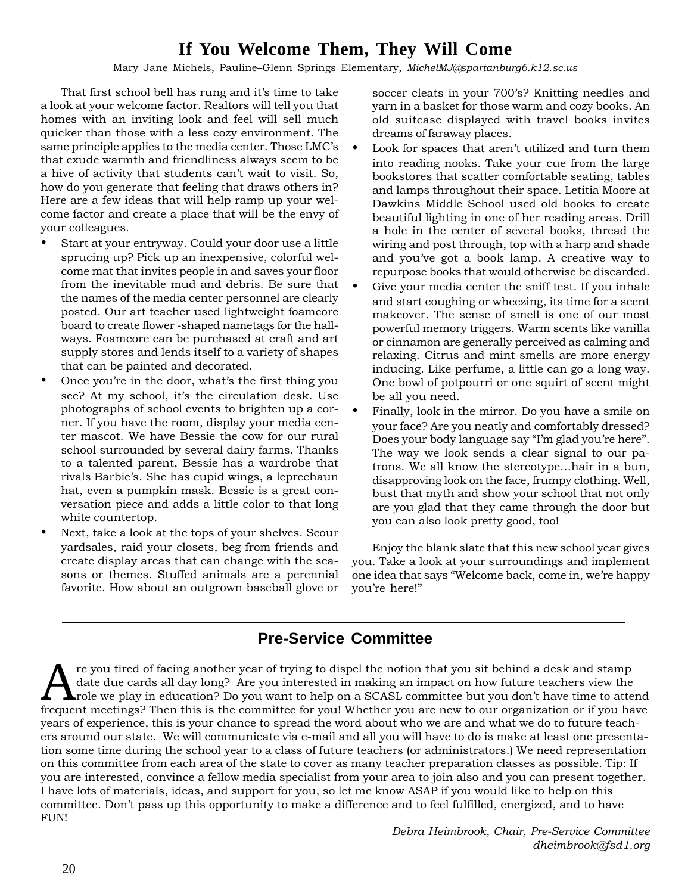# If You Welcome Them, They Will Come

Mary Jane Michels, Pauline–Glenn Springs Elementary, *MichelMJ@spartanburg6.k12.sc.us*

That first school bell has rung and it's time to take a look at your welcome factor. Realtors will tell you that homes with an inviting look and feel will sell much quicker than those with a less cozy environment. The same principle applies to the media center. Those LMC's that exude warmth and friendliness always seem to be a hive of activity that students can't wait to visit. So, how do you generate that feeling that draws others in? Here are a few ideas that will help ramp up your welcome factor and create a place that will be the envy of your colleagues.

- Start at your entryway. Could your door use a little sprucing up? Pick up an inexpensive, colorful welcome mat that invites people in and saves your floor from the inevitable mud and debris. Be sure that the names of the media center personnel are clearly posted. Our art teacher used lightweight foamcore board to create flower -shaped nametags for the hallways. Foamcore can be purchased at craft and art supply stores and lends itself to a variety of shapes that can be painted and decorated.
- Once you're in the door, what's the first thing you see? At my school, it's the circulation desk. Use photographs of school events to brighten up a corner. If you have the room, display your media center mascot. We have Bessie the cow for our rural school surrounded by several dairy farms. Thanks to a talented parent, Bessie has a wardrobe that rivals Barbie's. She has cupid wings, a leprechaun hat, even a pumpkin mask. Bessie is a great conversation piece and adds a little color to that long white countertop.
- Next, take a look at the tops of your shelves. Scour yardsales, raid your closets, beg from friends and create display areas that can change with the seasons or themes. Stuffed animals are a perennial favorite. How about an outgrown baseball glove or soccer cleats in your 700's? Knitting needles and yarn in a basket for those warm and cozy books. An old suitcase displayed with travel books invites dreams of faraway places.
- Look for spaces that aren't utilized and turn them into reading nooks. Take your cue from the large bookstores that scatter comfortable seating, tables and lamps throughout their space. Letitia Moore at Dawkins Middle School used old books to create beautiful lighting in one of her reading areas. Drill a hole in the center of several books, thread the wiring and post through, top with a harp and shade and you've got a book lamp. A creative way to repurpose books that would otherwise be discarded.
- Give your media center the sniff test. If you inhale and start coughing or wheezing, its time for a scent makeover. The sense of smell is one of our most powerful memory triggers. Warm scents like vanilla or cinnamon are generally perceived as calming and relaxing. Citrus and mint smells are more energy inducing. Like perfume, a little can go a long way. One bowl of potpourri or one squirt of scent might be all you need.
- Finally, look in the mirror. Do you have a smile on your face? Are you neatly and comfortably dressed? Does your body language say "I'm glad you're here". The way we look sends a clear signal to our patrons. We all know the stereotype…hair in a bun, disapproving look on the face, frumpy clothing. Well, bust that myth and show your school that not only are you glad that they came through the door but you can also look pretty good, too!

Enjoy the blank slate that this new school year gives you. Take a look at your surroundings and implement one idea that says "Welcome back, come in, we're happy you're here!"

---

## Pre-Service Committee

Are you tired of facing another year of trying to dispel the notion that you sit behind a desk and stamp date due cards all day long? Are you interested in making an impact on how future teachers view the role we play in education? Do you want to help on a SCASL committee but you don't have time to attend frequent meetings? Then this is the committee for you! Whether you are new to our organization or if you have years of experience, this is your chance to spread the word about who we are and what we do to future teachers around our state. We will communicate via e-mail and all you will have to do is make at least one presentation some time during the school year to a class of future teachers (or administrators.) We need representation on this committee from each area of the state to cover as many teacher preparation classes as possible. Tip: If you are interested, convince a fellow media specialist from your area to join also and you can present together. I have lots of materials, ideas, and support for you, so let me know ASAP if you would like to help on this committee. Don't pass up this opportunity to make a difference and to feel fulfilled, energized, and to have FUN!

*Debra Heimbrook, Chair, Pre-Service Committee*
*dheimbrook@fsd1.org*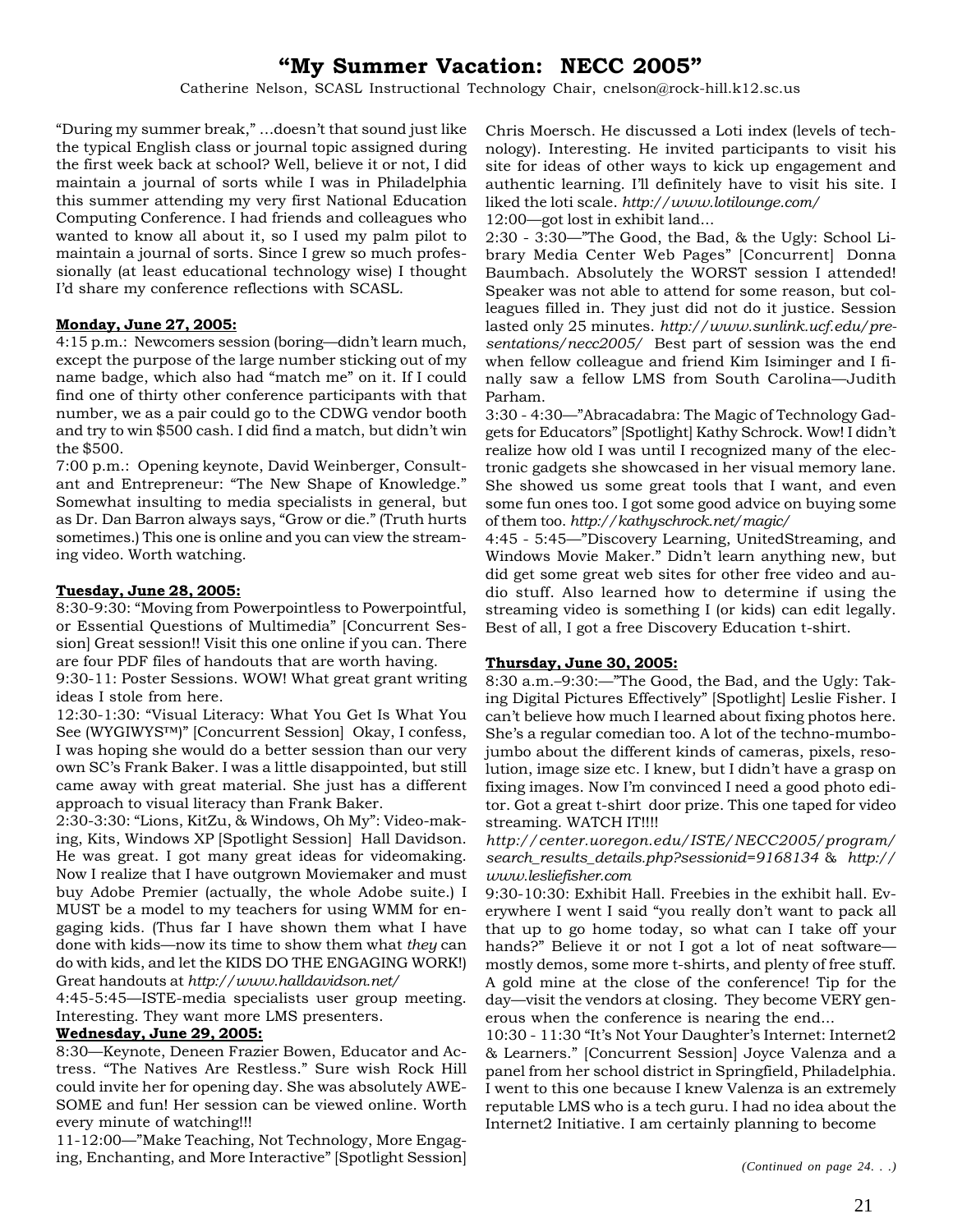# "My Summer Vacation: NECC 2005"

Catherine Nelson, SCASL Instructional Technology Chair, cnelson@rock-hill.k12.sc.us

"During my summer break," …doesn't that sound just like the typical English class or journal topic assigned during the first week back at school? Well, believe it or not, I did maintain a journal of sorts while I was in Philadelphia this summer attending my very first National Education Computing Conference. I had friends and colleagues who wanted to know all about it, so I used my palm pilot to maintain a journal of sorts. Since I grew so much professionally (at least educational technology wise) I thought I'd share my conference reflections with SCASL.

**Monday, June 27, 2005:**

4:15 p.m.: Newcomers session (boring—didn't learn much, except the purpose of the large number sticking out of my name badge, which also had "match me" on it. If I could find one of thirty other conference participants with that number, we as a pair could go to the CDWG vendor booth and try to win $500 cash. I did find a match, but didn't win the $500.

7:00 p.m.: Opening keynote, David Weinberger, Consultant and Entrepreneur: "The New Shape of Knowledge." Somewhat insulting to media specialists in general, but as Dr. Dan Barron always says, "Grow or die." (Truth hurts sometimes.) This one is online and you can view the streaming video. Worth watching.

**Tuesday, June 28, 2005:**

8:30-9:30: "Moving from Powerpointless to Powerpointful, or Essential Questions of Multimedia" [Concurrent Session] Great session!! Visit this one online if you can. There are four PDF files of handouts that are worth having.

9:30-11: Poster Sessions. WOW! What great grant writing ideas I stole from here.

12:30-1:30: "Visual Literacy: What You Get Is What You See (WYGIWYS™)" [Concurrent Session] Okay, I confess, I was hoping she would do a better session than our very own SC's Frank Baker. I was a little disappointed, but still came away with great material. She just has a different approach to visual literacy than Frank Baker.

2:30-3:30: "Lions, KitZu, & Windows, Oh My": Video-making, Kits, Windows XP [Spotlight Session] Hall Davidson. He was great. I got many great ideas for videomaking. Now I realize that I have outgrown Moviemaker and must buy Adobe Premier (actually, the whole Adobe suite.) I MUST be a model to my teachers for using WMM for engaging kids. (Thus far I have shown them what I have done with kids—now its time to show them what *they* can do with kids, and let the KIDS DO THE ENGAGING WORK!) Great handouts at *http://www.halldavidson.net/*

4:45-5:45—ISTE-media specialists user group meeting. Interesting. They want more LMS presenters.

**Wednesday, June 29, 2005:**

8:30—Keynote, Deneen Frazier Bowen, Educator and Actress. "The Natives Are Restless." Sure wish Rock Hill could invite her for opening day. She was absolutely AWESOME and fun! Her session can be viewed online. Worth every minute of watching!!!

11-12:00—"Make Teaching, Not Technology, More Engaging, Enchanting, and More Interactive" [Spotlight Session] Chris Moersch. He discussed a Loti index (levels of technology). Interesting. He invited participants to visit his site for ideas of other ways to kick up engagement and authentic learning. I'll definitely have to visit his site. I liked the loti scale. *http://www.lotilounge.com/*

12:00—got lost in exhibit land…

2:30 - 3:30—"The Good, the Bad, & the Ugly: School Library Media Center Web Pages" [Concurrent] Donna Baumbach. Absolutely the WORST session I attended! Speaker was not able to attend for some reason, but colleagues filled in. They just did not do it justice. Session lasted only 25 minutes. *http://www.sunlink.ucf.edu/presentations/necc2005/* Best part of session was the end when fellow colleague and friend Kim Isiminger and I finally saw a fellow LMS from South Carolina—Judith Parham.

3:30 - 4:30—"Abracadabra: The Magic of Technology Gadgets for Educators" [Spotlight] Kathy Schrock. Wow! I didn't realize how old I was until I recognized many of the electronic gadgets she showcased in her visual memory lane. She showed us some great tools that I want, and even some fun ones too. I got some good advice on buying some of them too. *http://kathyschrock.net/magic/*

4:45 - 5:45—"Discovery Learning, UnitedStreaming, and Windows Movie Maker." Didn't learn anything new, but did get some great web sites for other free video and audio stuff. Also learned how to determine if using the streaming video is something I (or kids) can edit legally. Best of all, I got a free Discovery Education t-shirt.

**Thursday, June 30, 2005:**

8:30 a.m.–9:30:—"The Good, the Bad, and the Ugly: Taking Digital Pictures Effectively" [Spotlight] Leslie Fisher. I can't believe how much I learned about fixing photos here. She's a regular comedian too. A lot of the techno-mumbo-jumbo about the different kinds of cameras, pixels, resolution, image size etc. I knew, but I didn't have a grasp on fixing images. Now I'm convinced I need a good photo editor. Got a great t-shirt door prize. This one taped for video streaming. WATCH IT!!!!

*http://center.uoregon.edu/ISTE/NECC2005/program/search_results_details.php?sessionid=9168134* & *http://www.lesliefisher.com*

9:30-10:30: Exhibit Hall. Freebies in the exhibit hall. Everywhere I went I said "you really don't want to pack all that up to go home today, so what can I take off your hands?" Believe it or not I got a lot of neat software—mostly demos, some more t-shirts, and plenty of free stuff. A gold mine at the close of the conference! Tip for the day—visit the vendors at closing. They become VERY generous when the conference is nearing the end…

10:30 - 11:30 "It's Not Your Daughter's Internet: Internet2 & Learners." [Concurrent Session] Joyce Valenza and a panel from her school district in Springfield, Philadelphia. I went to this one because I knew Valenza is an extremely reputable LMS who is a tech guru. I had no idea about the Internet2 Initiative. I am certainly planning to become

*(Continued on page 24. . .)*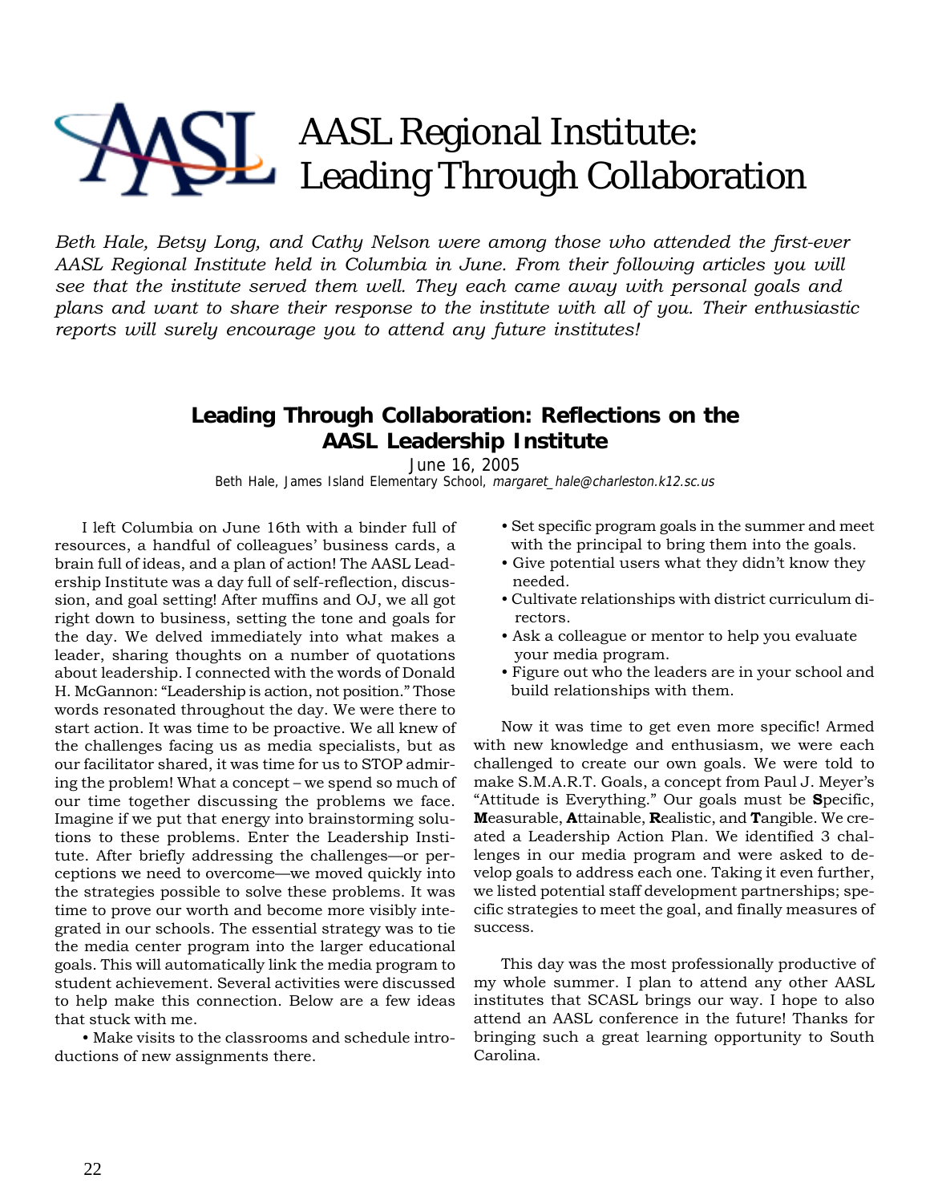# AASL Regional Institute: Leading Through Collaboration

*Beth Hale, Betsy Long, and Cathy Nelson were among those who attended the first-ever AASL Regional Institute held in Columbia in June. From their following articles you will see that the institute served them well. They each came away with personal goals and plans and want to share their response to the institute with all of you. Their enthusiastic reports will surely encourage you to attend any future institutes!*

## Leading Through Collaboration: Reflections on the AASL Leadership Institute

June 16, 2005

Beth Hale, James Island Elementary School, *margaret_hale@charleston.k12.sc.us*

I left Columbia on June 16th with a binder full of resources, a handful of colleagues' business cards, a brain full of ideas, and a plan of action! The AASL Leadership Institute was a day full of self-reflection, discussion, and goal setting! After muffins and OJ, we all got right down to business, setting the tone and goals for the day. We delved immediately into what makes a leader, sharing thoughts on a number of quotations about leadership. I connected with the words of Donald H. McGannon: "Leadership is action, not position." Those words resonated throughout the day. We were there to start action. It was time to be proactive. We all knew of the challenges facing us as media specialists, but as our facilitator shared, it was time for us to STOP admiring the problem! What a concept – we spend so much of our time together discussing the problems we face. Imagine if we put that energy into brainstorming solutions to these problems. Enter the Leadership Institute. After briefly addressing the challenges—or perceptions we need to overcome—we moved quickly into the strategies possible to solve these problems. It was time to prove our worth and become more visibly integrated in our schools. The essential strategy was to tie the media center program into the larger educational goals. This will automatically link the media program to student achievement. Several activities were discussed to help make this connection. Below are a few ideas that stuck with me.

- Make visits to the classrooms and schedule introductions of new assignments there.
- Set specific program goals in the summer and meet with the principal to bring them into the goals.
- Give potential users what they didn't know they needed.
- Cultivate relationships with district curriculum directors.
- Ask a colleague or mentor to help you evaluate your media program.
- Figure out who the leaders are in your school and build relationships with them.

Now it was time to get even more specific! Armed with new knowledge and enthusiasm, we were each challenged to create our own goals. We were told to make S.M.A.R.T. Goals, a concept from Paul J. Meyer's "Attitude is Everything." Our goals must be **S**pecific, **M**easurable, **A**ttainable, **R**ealistic, and **T**angible. We created a Leadership Action Plan. We identified 3 challenges in our media program and were asked to develop goals to address each one. Taking it even further, we listed potential staff development partnerships; specific strategies to meet the goal, and finally measures of success.

This day was the most professionally productive of my whole summer. I plan to attend any other AASL institutes that SCASL brings our way. I hope to also attend an AASL conference in the future! Thanks for bringing such a great learning opportunity to South Carolina.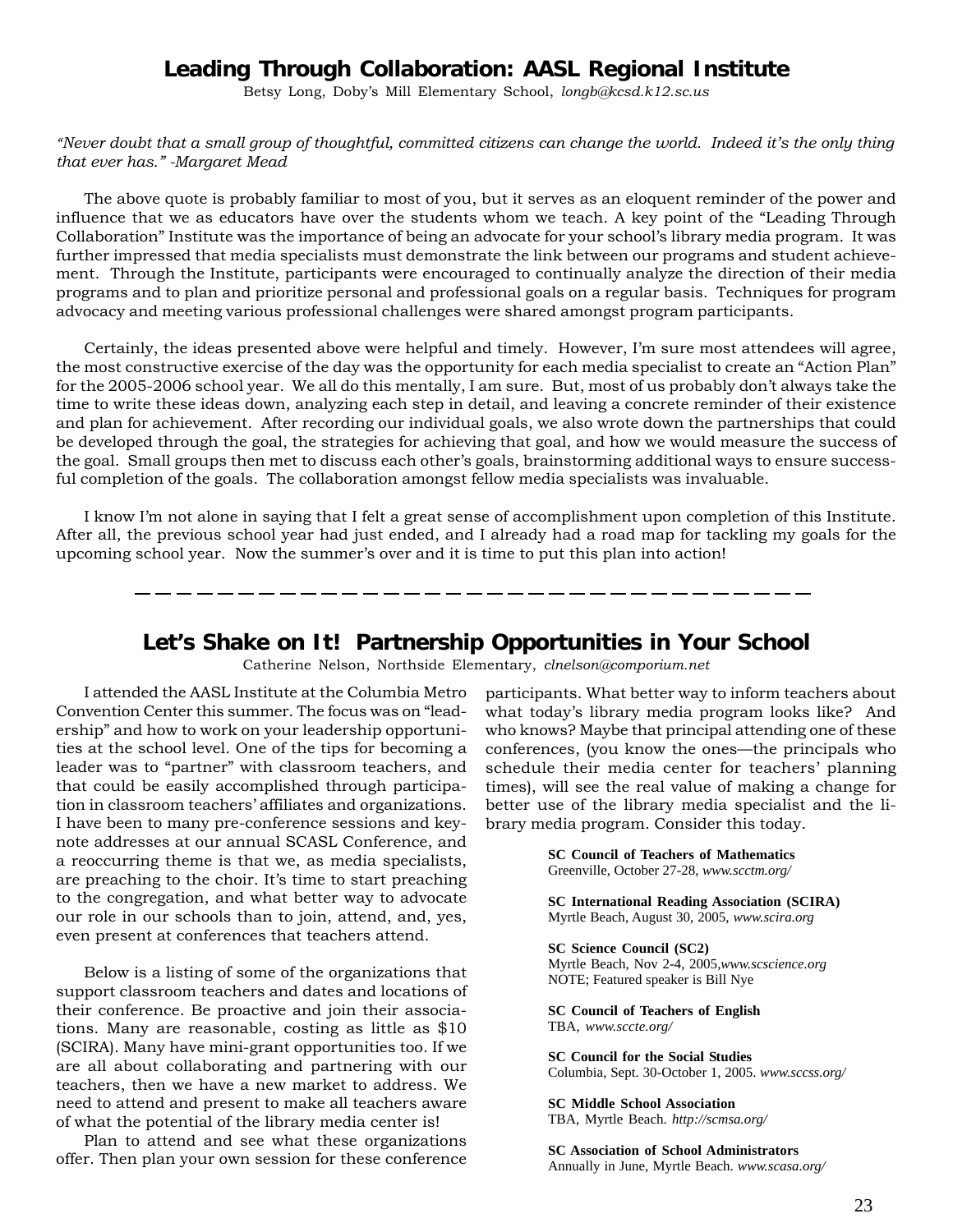## Leading Through Collaboration: AASL Regional Institute

Betsy Long, Doby's Mill Elementary School, *longb@kcsd.k12.sc.us*

*"Never doubt that a small group of thoughtful, committed citizens can change the world. Indeed it's the only thing that ever has." -Margaret Mead*

The above quote is probably familiar to most of you, but it serves as an eloquent reminder of the power and influence that we as educators have over the students whom we teach. A key point of the "Leading Through Collaboration" Institute was the importance of being an advocate for your school's library media program. It was further impressed that media specialists must demonstrate the link between our programs and student achievement. Through the Institute, participants were encouraged to continually analyze the direction of their media programs and to plan and prioritize personal and professional goals on a regular basis. Techniques for program advocacy and meeting various professional challenges were shared amongst program participants.

Certainly, the ideas presented above were helpful and timely. However, I'm sure most attendees will agree, the most constructive exercise of the day was the opportunity for each media specialist to create an "Action Plan" for the 2005-2006 school year. We all do this mentally, I am sure. But, most of us probably don't always take the time to write these ideas down, analyzing each step in detail, and leaving a concrete reminder of their existence and plan for achievement. After recording our individual goals, we also wrote down the partnerships that could be developed through the goal, the strategies for achieving that goal, and how we would measure the success of the goal. Small groups then met to discuss each other's goals, brainstorming additional ways to ensure successful completion of the goals. The collaboration amongst fellow media specialists was invaluable.

I know I'm not alone in saying that I felt a great sense of accomplishment upon completion of this Institute. After all, the previous school year had just ended, and I already had a road map for tackling my goals for the upcoming school year. Now the summer's over and it is time to put this plan into action!

---

## Let's Shake on It! Partnership Opportunities in Your School

Catherine Nelson, Northside Elementary, *clnelson@comporium.net*

I attended the AASL Institute at the Columbia Metro Convention Center this summer. The focus was on "leadership" and how to work on your leadership opportunities at the school level. One of the tips for becoming a leader was to "partner" with classroom teachers, and that could be easily accomplished through participation in classroom teachers' affiliates and organizations. I have been to many pre-conference sessions and keynote addresses at our annual SCASL Conference, and a reoccurring theme is that we, as media specialists, are preaching to the choir. It's time to start preaching to the congregation, and what better way to advocate our role in our schools than to join, attend, and, yes, even present at conferences that teachers attend.

Below is a listing of some of the organizations that support classroom teachers and dates and locations of their conference. Be proactive and join their associations. Many are reasonable, costing as little as $10 (SCIRA). Many have mini-grant opportunities too. If we are all about collaborating and partnering with our teachers, then we have a new market to address. We need to attend and present to make all teachers aware of what the potential of the library media center is!

Plan to attend and see what these organizations offer. Then plan your own session for these conference participants. What better way to inform teachers about what today's library media program looks like? And who knows? Maybe that principal attending one of these conferences, (you know the ones—the principals who schedule their media center for teachers' planning times), will see the real value of making a change for better use of the library media specialist and the library media program. Consider this today.

**SC Council of Teachers of Mathematics**
Greenville, October 27-28, *www.scctm.org/*

**SC International Reading Association (SCIRA)**
Myrtle Beach, August 30, 2005, *www.scira.org*

**SC Science Council (SC2)**
Myrtle Beach, Nov 2-4, 2005,*www.scscience.org*
NOTE; Featured speaker is Bill Nye

**SC Council of Teachers of English**
TBA, *www.sccte.org/*

**SC Council for the Social Studies**
Columbia, Sept. 30-October 1, 2005. *www.sccss.org/*

**SC Middle School Association**
TBA, Myrtle Beach. *http://scmsa.org/*

**SC Association of School Administrators**
Annually in June, Myrtle Beach. *www.scasa.org/*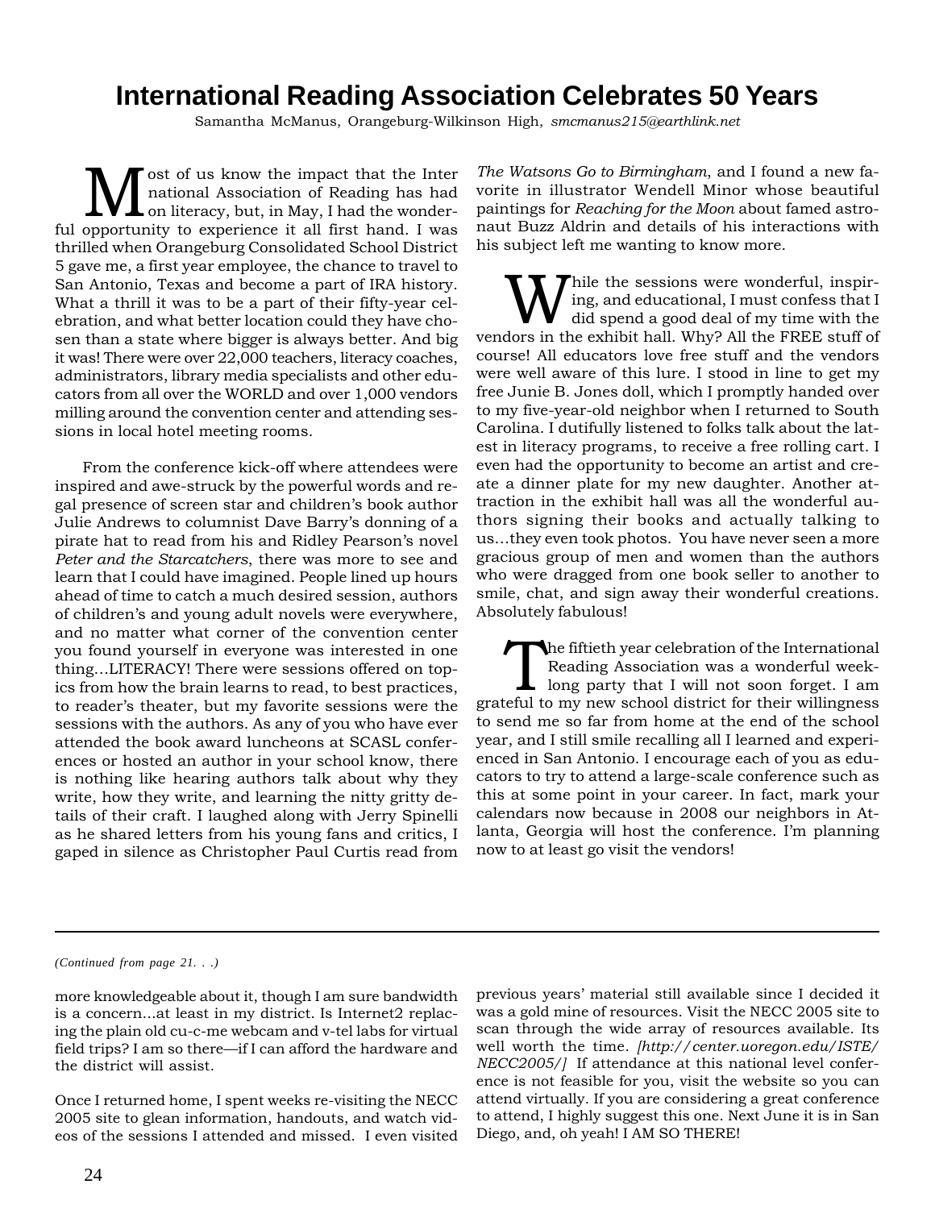# International Reading Association Celebrates 50 Years

Samantha McManus, Orangeburg-Wilkinson High, *smcmanus215@earthlink.net*

Most of us know the impact that the International Association of Reading has had on literacy, but, in May, I had the wonderful opportunity to experience it all first hand. I was thrilled when Orangeburg Consolidated School District 5 gave me, a first year employee, the chance to travel to San Antonio, Texas and become a part of IRA history. What a thrill it was to be a part of their fifty-year celebration, and what better location could they have chosen than a state where bigger is always better. And big it was! There were over 22,000 teachers, literacy coaches, administrators, library media specialists and other educators from all over the WORLD and over 1,000 vendors milling around the convention center and attending sessions in local hotel meeting rooms.

From the conference kick-off where attendees were inspired and awe-struck by the powerful words and regal presence of screen star and children's book author Julie Andrews to columnist Dave Barry's donning of a pirate hat to read from his and Ridley Pearson's novel *Peter and the Starcatchers*, there was more to see and learn that I could have imagined. People lined up hours ahead of time to catch a much desired session, authors of children's and young adult novels were everywhere, and no matter what corner of the convention center you found yourself in everyone was interested in one thing…LITERACY! There were sessions offered on topics from how the brain learns to read, to best practices, to reader's theater, but my favorite sessions were the sessions with the authors. As any of you who have ever attended the book award luncheons at SCASL conferences or hosted an author in your school know, there is nothing like hearing authors talk about why they write, how they write, and learning the nitty gritty details of their craft. I laughed along with Jerry Spinelli as he shared letters from his young fans and critics, I gaped in silence as Christopher Paul Curtis read from *The Watsons Go to Birmingham*, and I found a new favorite in illustrator Wendell Minor whose beautiful paintings for *Reaching for the Moon* about famed astronaut Buzz Aldrin and details of his interactions with his subject left me wanting to know more.

While the sessions were wonderful, inspiring, and educational, I must confess that I did spend a good deal of my time with the vendors in the exhibit hall. Why? All the FREE stuff of course! All educators love free stuff and the vendors were well aware of this lure. I stood in line to get my free Junie B. Jones doll, which I promptly handed over to my five-year-old neighbor when I returned to South Carolina. I dutifully listened to folks talk about the latest in literacy programs, to receive a free rolling cart. I even had the opportunity to become an artist and create a dinner plate for my new daughter. Another attraction in the exhibit hall was all the wonderful authors signing their books and actually talking to us…they even took photos. You have never seen a more gracious group of men and women than the authors who were dragged from one book seller to another to smile, chat, and sign away their wonderful creations. Absolutely fabulous!

The fiftieth year celebration of the International Reading Association was a wonderful week-long party that I will not soon forget. I am grateful to my new school district for their willingness to send me so far from home at the end of the school year, and I still smile recalling all I learned and experienced in San Antonio. I encourage each of you as educators to try to attend a large-scale conference such as this at some point in your career. In fact, mark your calendars now because in 2008 our neighbors in Atlanta, Georgia will host the conference. I'm planning now to at least go visit the vendors!

---

*(Continued from page 21. . .)*

more knowledgeable about it, though I am sure bandwidth is a concern…at least in my district. Is Internet2 replacing the plain old cu-c-me webcam and v-tel labs for virtual field trips? I am so there—if I can afford the hardware and the district will assist.

Once I returned home, I spent weeks re-visiting the NECC 2005 site to glean information, handouts, and watch videos of the sessions I attended and missed. I even visited previous years' material still available since I decided it was a gold mine of resources. Visit the NECC 2005 site to scan through the wide array of resources available. Its well worth the time. *[http://center.uoregon.edu/ISTE/NECC2005/]* If attendance at this national level conference is not feasible for you, visit the website so you can attend virtually. If you are considering a great conference to attend, I highly suggest this one. Next June it is in San Diego, and, oh yeah! I AM SO THERE!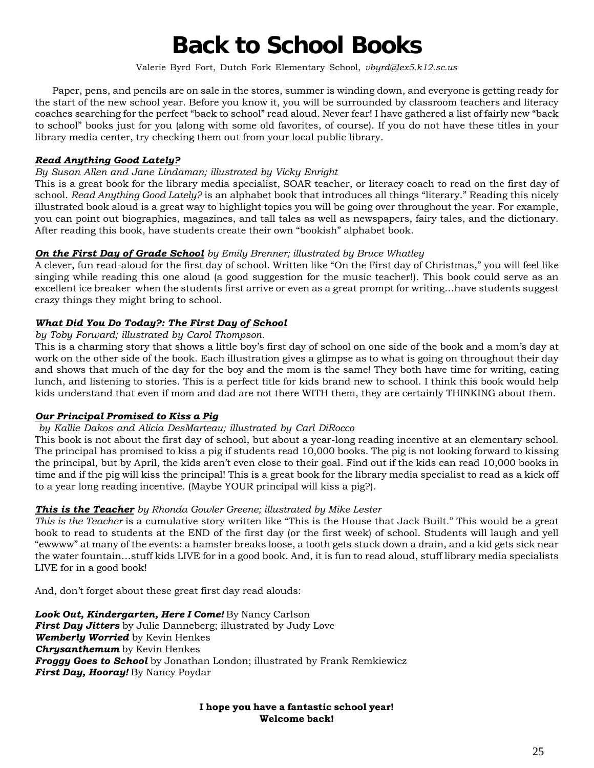# Back to School Books

Valerie Byrd Fort, Dutch Fork Elementary School, *vbyrd@lex5.k12.sc.us*

Paper, pens, and pencils are on sale in the stores, summer is winding down, and everyone is getting ready for the start of the new school year. Before you know it, you will be surrounded by classroom teachers and literacy coaches searching for the perfect "back to school" read aloud. Never fear! I have gathered a list of fairly new "back to school" books just for you (along with some old favorites, of course). If you do not have these titles in your library media center, try checking them out from your local public library.

***Read Anything Good Lately?***

*By Susan Allen and Jane Lindaman; illustrated by Vicky Enright*

This is a great book for the library media specialist, SOAR teacher, or literacy coach to read on the first day of school. *Read Anything Good Lately?* is an alphabet book that introduces all things "literary." Reading this nicely illustrated book aloud is a great way to highlight topics you will be going over throughout the year. For example, you can point out biographies, magazines, and tall tales as well as newspapers, fairy tales, and the dictionary. After reading this book, have students create their own "bookish" alphabet book.

***On the First Day of Grade School*** *by Emily Brenner; illustrated by Bruce Whatley*

A clever, fun read-aloud for the first day of school. Written like "On the First day of Christmas," you will feel like singing while reading this one aloud (a good suggestion for the music teacher!). This book could serve as an excellent ice breaker when the students first arrive or even as a great prompt for writing…have students suggest crazy things they might bring to school.

***What Did You Do Today?: The First Day of School***

*by Toby Forward; illustrated by Carol Thompson.*

This is a charming story that shows a little boy's first day of school on one side of the book and a mom's day at work on the other side of the book. Each illustration gives a glimpse as to what is going on throughout their day and shows that much of the day for the boy and the mom is the same! They both have time for writing, eating lunch, and listening to stories. This is a perfect title for kids brand new to school. I think this book would help kids understand that even if mom and dad are not there WITH them, they are certainly THINKING about them.

***Our Principal Promised to Kiss a Pig***

*by Kallie Dakos and Alicia DesMarteau; illustrated by Carl DiRocco*

This book is not about the first day of school, but about a year-long reading incentive at an elementary school. The principal has promised to kiss a pig if students read 10,000 books. The pig is not looking forward to kissing the principal, but by April, the kids aren't even close to their goal. Find out if the kids can read 10,000 books in time and if the pig will kiss the principal! This is a great book for the library media specialist to read as a kick off to a year long reading incentive. (Maybe YOUR principal will kiss a pig?).

***This is the Teacher*** *by Rhonda Gowler Greene; illustrated by Mike Lester*

*This is the Teacher* is a cumulative story written like "This is the House that Jack Built." This would be a great book to read to students at the END of the first day (or the first week) of school. Students will laugh and yell "ewwww" at many of the events: a hamster breaks loose, a tooth gets stuck down a drain, and a kid gets sick near the water fountain…stuff kids LIVE for in a good book. And, it is fun to read aloud, stuff library media specialists LIVE for in a good book!

And, don't forget about these great first day read alouds:

***Look Out, Kindergarten, Here I Come!*** By Nancy Carlson
***First Day Jitters*** by Julie Danneberg; illustrated by Judy Love
***Wemberly Worried*** by Kevin Henkes
***Chrysanthemum*** by Kevin Henkes
***Froggy Goes to School*** by Jonathan London; illustrated by Frank Remkiewicz
***First Day, Hooray!*** By Nancy Poydar

**I hope you have a fantastic school year!**
**Welcome back!**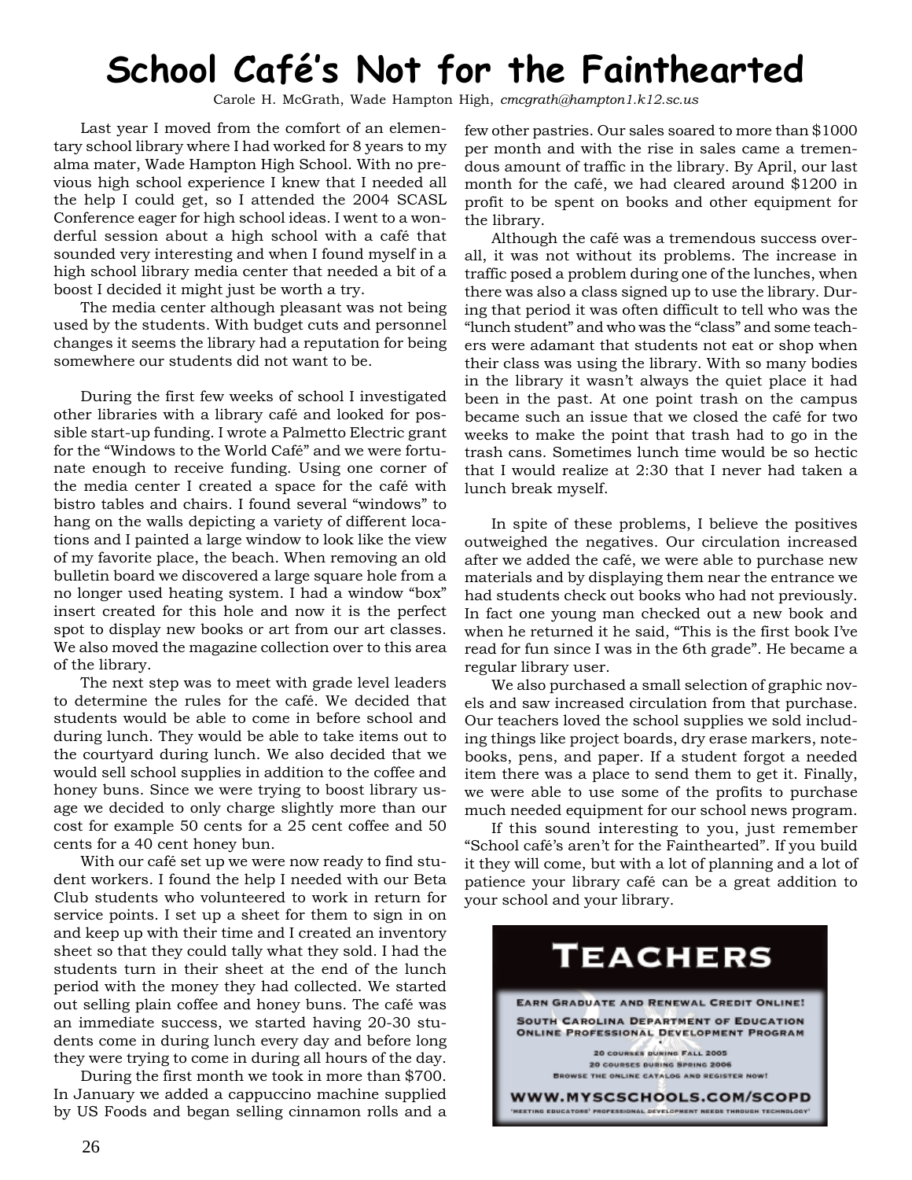# School Café's Not for the Fainthearted

Carole H. McGrath, Wade Hampton High, *cmcgrath@hampton1.k12.sc.us*

Last year I moved from the comfort of an elementary school library where I had worked for 8 years to my alma mater, Wade Hampton High School. With no previous high school experience I knew that I needed all the help I could get, so I attended the 2004 SCASL Conference eager for high school ideas. I went to a wonderful session about a high school with a café that sounded very interesting and when I found myself in a high school library media center that needed a bit of a boost I decided it might just be worth a try.

The media center although pleasant was not being used by the students. With budget cuts and personnel changes it seems the library had a reputation for being somewhere our students did not want to be.

During the first few weeks of school I investigated other libraries with a library café and looked for possible start-up funding. I wrote a Palmetto Electric grant for the "Windows to the World Café" and we were fortunate enough to receive funding. Using one corner of the media center I created a space for the café with bistro tables and chairs. I found several "windows" to hang on the walls depicting a variety of different locations and I painted a large window to look like the view of my favorite place, the beach. When removing an old bulletin board we discovered a large square hole from a no longer used heating system. I had a window "box" insert created for this hole and now it is the perfect spot to display new books or art from our art classes. We also moved the magazine collection over to this area of the library.

The next step was to meet with grade level leaders to determine the rules for the café. We decided that students would be able to come in before school and during lunch. They would be able to take items out to the courtyard during lunch. We also decided that we would sell school supplies in addition to the coffee and honey buns. Since we were trying to boost library usage we decided to only charge slightly more than our cost for example 50 cents for a 25 cent coffee and 50 cents for a 40 cent honey bun.

With our café set up we were now ready to find student workers. I found the help I needed with our Beta Club students who volunteered to work in return for service points. I set up a sheet for them to sign in on and keep up with their time and I created an inventory sheet so that they could tally what they sold. I had the students turn in their sheet at the end of the lunch period with the money they had collected. We started out selling plain coffee and honey buns. The café was an immediate success, we started having 20-30 students come in during lunch every day and before long they were trying to come in during all hours of the day.

During the first month we took in more than $700. In January we added a cappuccino machine supplied by US Foods and began selling cinnamon rolls and a few other pastries. Our sales soared to more than $1000 per month and with the rise in sales came a tremendous amount of traffic in the library. By April, our last month for the café, we had cleared around $1200 in profit to be spent on books and other equipment for the library.

Although the café was a tremendous success overall, it was not without its problems. The increase in traffic posed a problem during one of the lunches, when there was also a class signed up to use the library. During that period it was often difficult to tell who was the "lunch student" and who was the "class" and some teachers were adamant that students not eat or shop when their class was using the library. With so many bodies in the library it wasn't always the quiet place it had been in the past. At one point trash on the campus became such an issue that we closed the café for two weeks to make the point that trash had to go in the trash cans. Sometimes lunch time would be so hectic that I would realize at 2:30 that I never had taken a lunch break myself.

In spite of these problems, I believe the positives outweighed the negatives. Our circulation increased after we added the café, we were able to purchase new materials and by displaying them near the entrance we had students check out books who had not previously. In fact one young man checked out a new book and when he returned it he said, "This is the first book I've read for fun since I was in the 6th grade". He became a regular library user.

We also purchased a small selection of graphic novels and saw increased circulation from that purchase. Our teachers loved the school supplies we sold including things like project boards, dry erase markers, notebooks, pens, and paper. If a student forgot a needed item there was a place to send them to get it. Finally, we were able to use some of the profits to purchase much needed equipment for our school news program.

If this sound interesting to you, just remember "School café's aren't for the Fainthearted". If you build it they will come, but with a lot of planning and a lot of patience your library café can be a great addition to your school and your library.

**TEACHERS**

EARN GRADUATE AND RENEWAL CREDIT ONLINE!

SOUTH CAROLINA DEPARTMENT OF EDUCATION ONLINE PROFESSIONAL DEVELOPMENT PROGRAM

20 COURSES DURING FALL 2005
20 COURSES DURING SPRING 2006
BROWSE THE ONLINE CATALOG AND REGISTER NOW!

**WWW.MYSCSCHOOLS.COM/SCOPD**

'MEETING EDUCATORS' PROFESSIONAL DEVELOPMENT NEEDS THROUGH TECHNOLOGY'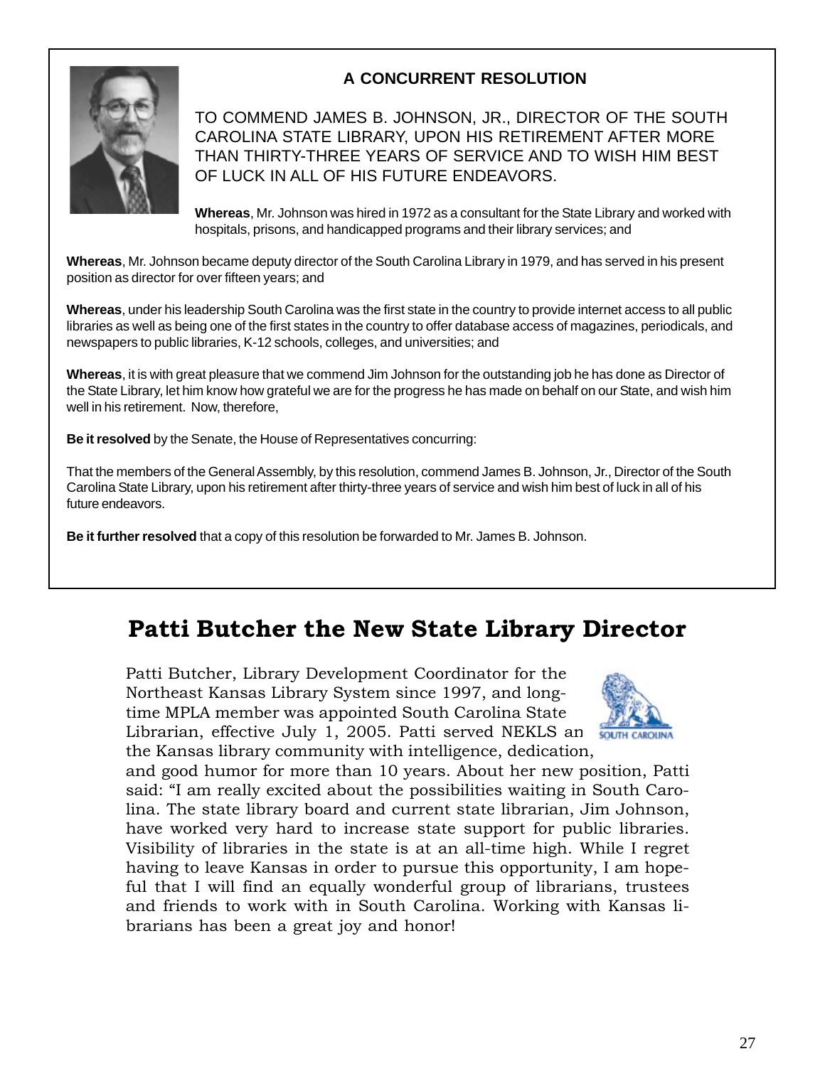### A CONCURRENT RESOLUTION

TO COMMEND JAMES B. JOHNSON, JR., DIRECTOR OF THE SOUTH CAROLINA STATE LIBRARY, UPON HIS RETIREMENT AFTER MORE THAN THIRTY-THREE YEARS OF SERVICE AND TO WISH HIM BEST OF LUCK IN ALL OF HIS FUTURE ENDEAVORS.

**Whereas**, Mr. Johnson was hired in 1972 as a consultant for the State Library and worked with hospitals, prisons, and handicapped programs and their library services; and

**Whereas**, Mr. Johnson became deputy director of the South Carolina Library in 1979, and has served in his present position as director for over fifteen years; and

**Whereas**, under his leadership South Carolina was the first state in the country to provide internet access to all public libraries as well as being one of the first states in the country to offer database access of magazines, periodicals, and newspapers to public libraries, K-12 schools, colleges, and universities; and

**Whereas**, it is with great pleasure that we commend Jim Johnson for the outstanding job he has done as Director of the State Library, let him know how grateful we are for the progress he has made on behalf on our State, and wish him well in his retirement. Now, therefore,

**Be it resolved** by the Senate, the House of Representatives concurring:

That the members of the General Assembly, by this resolution, commend James B. Johnson, Jr., Director of the South Carolina State Library, upon his retirement after thirty-three years of service and wish him best of luck in all of his future endeavors.

**Be it further resolved** that a copy of this resolution be forwarded to Mr. James B. Johnson.

# Patti Butcher the New State Library Director

Patti Butcher, Library Development Coordinator for the Northeast Kansas Library System since 1997, and long-time MPLA member was appointed South Carolina State Librarian, effective July 1, 2005. Patti served NEKLS an the Kansas library community with intelligence, dedication, and good humor for more than 10 years. About her new position, Patti said: "I am really excited about the possibilities waiting in South Carolina. The state library board and current state librarian, Jim Johnson, have worked very hard to increase state support for public libraries. Visibility of libraries in the state is at an all-time high. While I regret having to leave Kansas in order to pursue this opportunity, I am hopeful that I will find an equally wonderful group of librarians, trustees and friends to work with in South Carolina. Working with Kansas librarians has been a great joy and honor!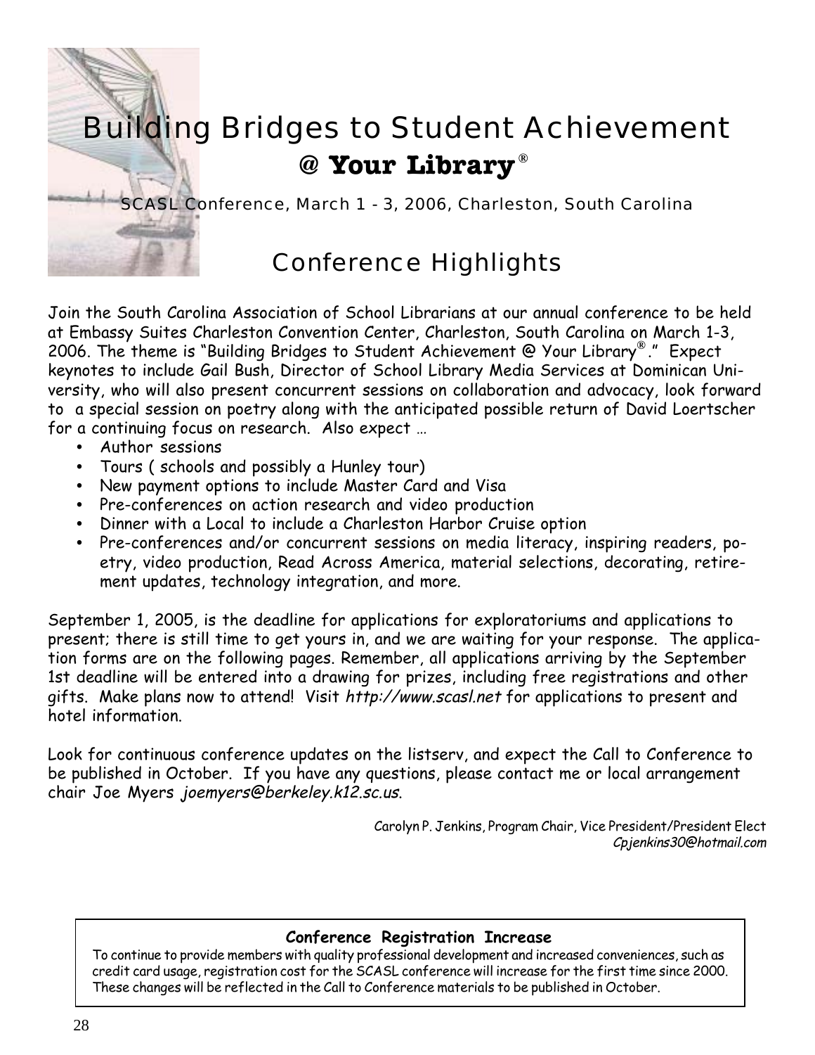# Building Bridges to Student Achievement

## @ **Your Library**®

SCASL Conference, March 1 - 3, 2006, Charleston, South Carolina

## Conference Highlights

Join the South Carolina Association of School Librarians at our annual conference to be held at Embassy Suites Charleston Convention Center, Charleston, South Carolina on March 1-3, 2006. The theme is "Building Bridges to Student Achievement @ Your Library®." Expect keynotes to include Gail Bush, Director of School Library Media Services at Dominican University, who will also present concurrent sessions on collaboration and advocacy, look forward to a special session on poetry along with the anticipated possible return of David Loertscher for a continuing focus on research. Also expect …

- Author sessions
- Tours ( schools and possibly a Hunley tour)
- New payment options to include Master Card and Visa
- Pre-conferences on action research and video production
- Dinner with a Local to include a Charleston Harbor Cruise option
- Pre-conferences and/or concurrent sessions on media literacy, inspiring readers, poetry, video production, Read Across America, material selections, decorating, retirement updates, technology integration, and more.

September 1, 2005, is the deadline for applications for exploratoriums and applications to present; there is still time to get yours in, and we are waiting for your response. The application forms are on the following pages. Remember, all applications arriving by the September 1st deadline will be entered into a drawing for prizes, including free registrations and other gifts. Make plans now to attend! Visit *http://www.scasl.net* for applications to present and hotel information.

Look for continuous conference updates on the listserv, and expect the Call to Conference to be published in October. If you have any questions, please contact me or local arrangement chair Joe Myers *joemyers@berkeley.k12.sc.us*.

Carolyn P. Jenkins, Program Chair, Vice President/President Elect
*Cpjenkins30@hotmail.com*

**Conference Registration Increase**

To continue to provide members with quality professional development and increased conveniences, such as credit card usage, registration cost for the SCASL conference will increase for the first time since 2000. These changes will be reflected in the Call to Conference materials to be published in October.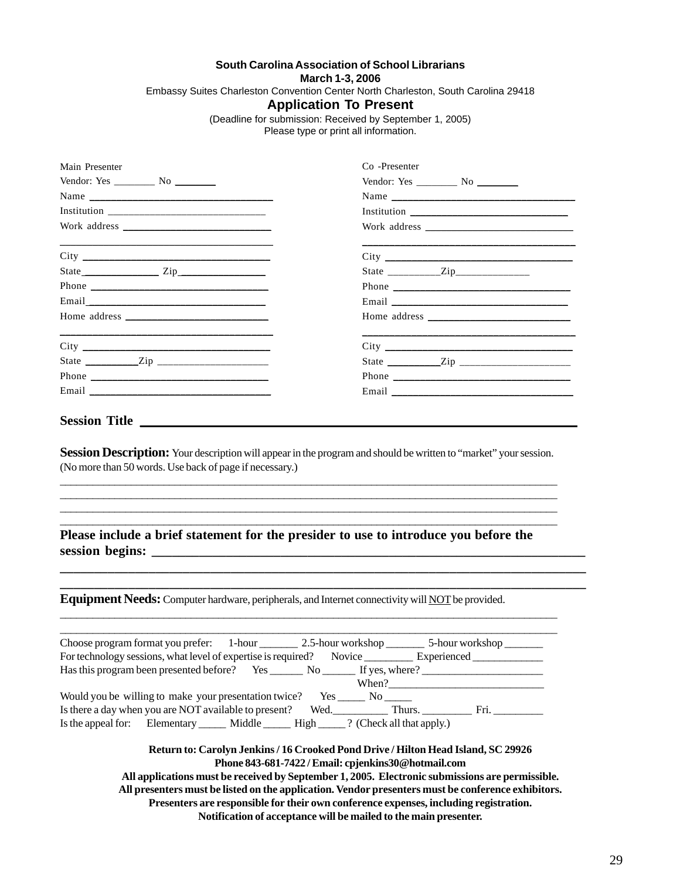**South Carolina Association of School Librarians**
**March 1-3, 2006**
Embassy Suites Charleston Convention Center North Charleston, South Carolina 29418

## Application To Present

(Deadline for submission: Received by September 1, 2005)
Please type or print all information.

Main Presenter
Vendor: Yes ________ No ________
Name ________________________________
Institution ________________________________
Work address ________________________________
________________________________
City ________________________________
State ______________ Zip ______________
Phone ________________________________
Email ________________________________
Home address ________________________________
________________________________
City ________________________________
State __________ Zip ____________________
Phone ________________________________
Email ________________________________

Co -Presenter
Vendor: Yes ________ No ________
Name ________________________________
Institution ________________________________
Work address ________________________________
________________________________
City ________________________________
State __________ Zip ______________
Phone ________________________________
Email ________________________________
Home address ________________________________
________________________________
City ________________________________
State __________ Zip ____________________
Phone ________________________________
Email ________________________________

**Session Title** ____________________________________________________________

**Session Description:** Your description will appear in the program and should be written to "market" your session. (No more than 50 words. Use back of page if necessary.)
________________________________________________________________________________
________________________________________________________________________________
________________________________________________________________________________
________________________________________________________________________________

**Please include a brief statement for the presider to use to introduce you before the session begins:** ____________________________________________________________
________________________________________________________________________________
________________________________________________________________________________

**Equipment Needs:** Computer hardware, peripherals, and Internet connectivity will NOT be provided.
________________________________________________________________________________
________________________________________________________________________________

Choose program format you prefer: 1-hour _______ 2.5-hour workshop _______ 5-hour workshop _______
For technology sessions, what level of expertise is required? Novice _________ Experienced ____________
Has this program been presented before? Yes ______ No ______ If yes, where? ______________________
When? ____________________________
Would you be willing to make your presentation twice? Yes _____ No _____
Is there a day when you are NOT available to present? Wed. __________ Thurs. _________ Fri. _________
Is the appeal for: Elementary _____ Middle _____ High _____ ? (Check all that apply.)

**Return to: Carolyn Jenkins / 16 Crooked Pond Drive / Hilton Head Island, SC 29926**
**Phone 843-681-7422 / Email: cpjenkins30@hotmail.com**
**All applications must be received by September 1, 2005. Electronic submissions are permissible.**
**All presenters must be listed on the application. Vendor presenters must be conference exhibitors.**
**Presenters are responsible for their own conference expenses, including registration.**
**Notification of acceptance will be mailed to the main presenter.**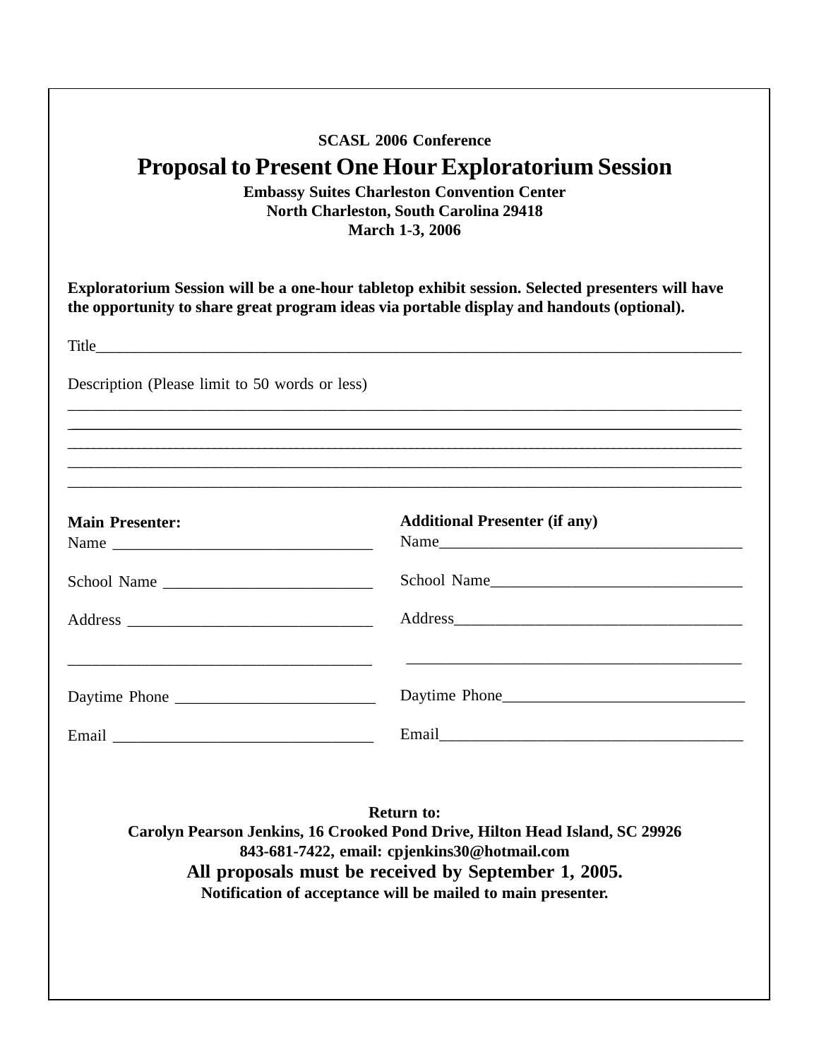**SCASL 2006 Conference**

# Proposal to Present One Hour Exploratorium Session

**Embassy Suites Charleston Convention Center**
**North Charleston, South Carolina 29418**
**March 1-3, 2006**

**Exploratorium Session will be a one-hour tabletop exhibit session. Selected presenters will have the opportunity to share great program ideas via portable display and handouts (optional).**

Title______________________________________________________________________________

Description (Please limit to 50 words or less)

_________________________________________________________________________________
_________________________________________________________________________________
_________________________________________________________________________________
_________________________________________________________________________________
_________________________________________________________________________________

**Main Presenter:**

Name _________________________________

School Name __________________________

Address _______________________________

______________________________________

Daytime Phone _________________________

Email _________________________________

**Additional Presenter (if any)**

Name______________________________________

School Name________________________________

Address____________________________________

__________________________________________

Daytime Phone______________________________

Email______________________________________

**Return to:**
**Carolyn Pearson Jenkins, 16 Crooked Pond Drive, Hilton Head Island, SC 29926**
**843-681-7422, email: cpjenkins30@hotmail.com**
**All proposals must be received by September 1, 2005.**
**Notification of acceptance will be mailed to main presenter.**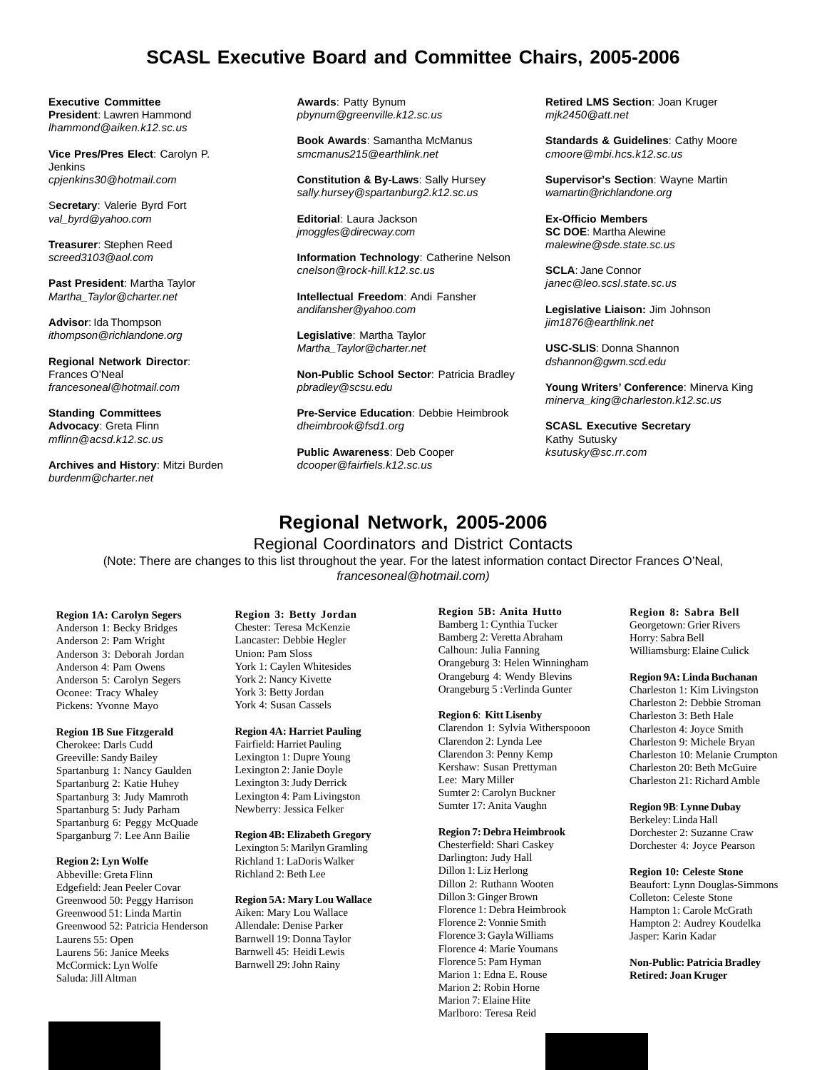# SCASL Executive Board and Committee Chairs, 2005-2006

**Executive Committee**
**President**: Lawren Hammond
*lhammond@aiken.k12.sc.us*

**Vice Pres/Pres Elect**: Carolyn P. Jenkins
*cpjenkins30@hotmail.com*

S**ecretary**: Valerie Byrd Fort
*val_byrd@yahoo.com*

**Treasurer**: Stephen Reed
*screed3103@aol.com*

**Past President**: Martha Taylor
*Martha_Taylor@charter.net*

**Advisor**: Ida Thompson
*ithompson@richlandone.org*

**Regional Network Director**: Frances O'Neal
*francesoneal@hotmail.com*

**Standing Committees**
**Advocacy**: Greta Flinn
*mflinn@acsd.k12.sc.us*

**Archives and History**: Mitzi Burden
*burdenm@charter.net*

**Awards**: Patty Bynum
*pbynum@greenville.k12.sc.us*

**Book Awards**: Samantha McManus
*smcmanus215@earthlink.net*

**Constitution & By-Laws**: Sally Hursey
*sally.hursey@spartanburg2.k12.sc.us*

**Editorial**: Laura Jackson
*jmoggles@direcway.com*

**Information Technology**: Catherine Nelson
*cnelson@rock-hill.k12.sc.us*

**Intellectual Freedom**: Andi Fansher
*andifansher@yahoo.com*

**Legislative**: Martha Taylor
*Martha_Taylor@charter.net*

**Non-Public School Sector**: Patricia Bradley
*pbradley@scsu.edu*

**Pre-Service Education**: Debbie Heimbrook
*dheimbrook@fsd1.org*

**Public Awareness**: Deb Cooper
*dcooper@fairfiels.k12.sc.us*

**Retired LMS Section**: Joan Kruger
*mjk2450@att.net*

**Standards & Guidelines**: Cathy Moore
*cmoore@mbi.hcs.k12.sc.us*

**Supervisor's Section**: Wayne Martin
*wamartin@richlandone.org*

**Ex-Officio Members**
**SC DOE**: Martha Alewine
*malewine@sde.state.sc.us*

**SCLA**: Jane Connor
*janec@leo.scsl.state.sc.us*

**Legislative Liaison:** Jim Johnson
*jim1876@earthlink.net*

**USC-SLIS**: Donna Shannon
*dshannon@gwm.scd.edu*

**Young Writers' Conference**: Minerva King
*minerva_king@charleston.k12.sc.us*

**SCASL Executive Secretary**
Kathy Sutusky
*ksutusky@sc.rr.com*

# Regional Network, 2005-2006

## Regional Coordinators and District Contacts

(Note: There are changes to this list throughout the year. For the latest information contact Director Frances O'Neal, *francesoneal@hotmail.com)*

**Region 1A: Carolyn Segers**
Anderson 1: Becky Bridges
Anderson 2: Pam Wright
Anderson 3: Deborah Jordan
Anderson 4: Pam Owens
Anderson 5: Carolyn Segers
Oconee: Tracy Whaley
Pickens: Yvonne Mayo

**Region 1B Sue Fitzgerald**
Cherokee: Darls Cudd
Greeville: Sandy Bailey
Spartanburg 1: Nancy Gaulden
Spartanburg 2: Katie Huhey
Spartanburg 3: Judy Mamroth
Spartanburg 5: Judy Parham
Spartanburg 6: Peggy McQuade
Sparganburg 7: Lee Ann Bailie

**Region 2: Lyn Wolfe**
Abbeville: Greta Flinn
Edgefield: Jean Peeler Covar
Greenwood 50: Peggy Harrison
Greenwood 51: Linda Martin
Greenwood 52: Patricia Henderson
Laurens 55: Open
Laurens 56: Janice Meeks
McCormick: Lyn Wolfe
Saluda: Jill Altman

**Region 3: Betty Jordan**
Chester: Teresa McKenzie
Lancaster: Debbie Hegler
Union: Pam Sloss
York 1: Caylen Whitesides
York 2: Nancy Kivette
York 3: Betty Jordan
York 4: Susan Cassels

**Region 4A: Harriet Pauling**
Fairfield: Harriet Pauling
Lexington 1: Dupre Young
Lexington 2: Janie Doyle
Lexington 3: Judy Derrick
Lexington 4: Pam Livingston
Newberry: Jessica Felker

**Region 4B: Elizabeth Gregory**
Lexington 5: Marilyn Gramling
Richland 1: LaDoris Walker
Richland 2: Beth Lee

**Region 5A: Mary Lou Wallace**
Aiken: Mary Lou Wallace
Allendale: Denise Parker
Barnwell 19: Donna Taylor
Barnwell 45: Heidi Lewis
Barnwell 29: John Rainy

**Region 5B: Anita Hutto**
Bamberg 1: Cynthia Tucker
Bamberg 2: Veretta Abraham
Calhoun: Julia Fanning
Orangeburg 3: Helen Winningham
Orangeburg 4: Wendy Blevins
Orangeburg 5 :Verlinda Gunter

**Region 6**: **Kitt Lisenby**
Clarendon 1: Sylvia Witherspooon
Clarendon 2: Lynda Lee
Clarendon 3: Penny Kemp
Kershaw: Susan Prettyman
Lee: Mary Miller
Sumter 2: Carolyn Buckner
Sumter 17: Anita Vaughn

**Region 7: Debra Heimbrook**
Chesterfield: Shari Caskey
Darlington: Judy Hall
Dillon 1: Liz Herlong
Dillon 2: Ruthann Wooten
Dillon 3: Ginger Brown
Florence 1: Debra Heimbrook
Florence 2: Vonnie Smith
Florence 3: Gayla Williams
Florence 4: Marie Youmans
Florence 5: Pam Hyman
Marion 1: Edna E. Rouse
Marion 2: Robin Horne
Marion 7: Elaine Hite
Marlboro: Teresa Reid

**Region 8: Sabra Bell**
Georgetown: Grier Rivers
Horry: Sabra Bell
Williamsburg: Elaine Culick

**Region 9A: Linda Buchanan**
Charleston 1: Kim Livingston
Charleston 2: Debbie Stroman
Charleston 3: Beth Hale
Charleston 4: Joyce Smith
Charleston 9: Michele Bryan
Charleston 10: Melanie Crumpton
Charleston 20: Beth McGuire
Charleston 21: Richard Amble

**Region 9B**: **Lynne Dubay**
Berkeley: Linda Hall
Dorchester 2: Suzanne Craw
Dorchester 4: Joyce Pearson

**Region 10: Celeste Stone**
Beaufort: Lynn Douglas-Simmons
Colleton: Celeste Stone
Hampton 1: Carole McGrath
Hampton 2: Audrey Koudelka
Jasper: Karin Kadar

**Non-Public: Patricia Bradley**
**Retired: Joan Kruger**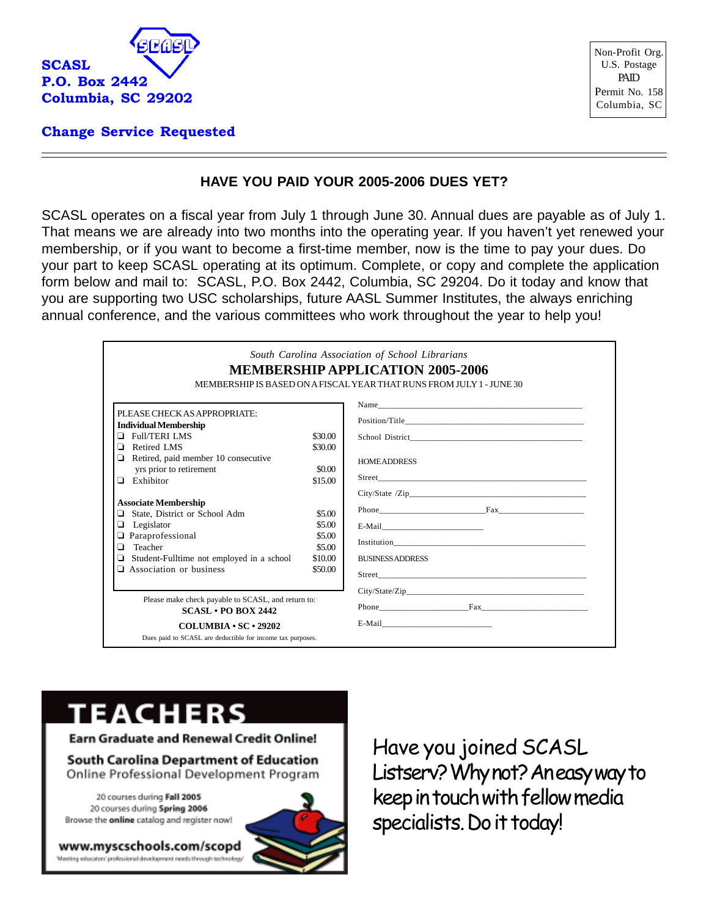SCASL
P.O. Box 2442
Columbia, SC 29202

Non-Profit Org.
U.S. Postage
PAID
Permit No. 158
Columbia, SC

**Change Service Requested**

---

## HAVE YOU PAID YOUR 2005-2006 DUES YET?

SCASL operates on a fiscal year from July 1 through June 30. Annual dues are payable as of July 1. That means we are already into two months into the operating year. If you haven't yet renewed your membership, or if you want to become a first-time member, now is the time to pay your dues. Do your part to keep SCASL operating at its optimum. Complete, or copy and complete the application form below and mail to: SCASL, P.O. Box 2442, Columbia, SC 29204. Do it today and know that you are supporting two USC scholarships, future AASL Summer Institutes, the always enriching annual conference, and the various committees who work throughout the year to help you!

*South Carolina Association of School Librarians*

**MEMBERSHIP APPLICATION 2005-2006**

MEMBERSHIP IS BASED ON A FISCAL YEAR THAT RUNS FROM JULY 1 - JUNE 30

PLEASE CHECK AS APPROPRIATE:

**Individual Membership**

| | |
|---|---|
| ❑ Full/TERI LMS | $30.00 |
| ❑ Retired LMS | $30.00 |
| ❑ Retired, paid member 10 consecutive yrs prior to retirement | $0.00 |
| ❑ Exhibitor | $15.00 |

**Associate Membership**

| | |
|---|---|
| ❑ State, District or School Adm | $5.00 |
| ❑ Legislator | $5.00 |
| ❑ Paraprofessional | $5.00 |
| ❑ Teacher | $5.00 |
| ❑ Student-Fulltime not employed in a school | $10.00 |
| ❑ Association or business | $50.00 |

Please make check payable to SCASL, and return to:
**SCASL • PO BOX 2442**
**COLUMBIA • SC • 29202**
Dues paid to SCASL are deductible for income tax purposes.

Name\_\_\_\_\_\_\_\_\_\_\_\_\_\_\_\_\_\_\_\_\_\_\_\_\_\_\_\_\_\_\_\_\_\_\_\_\_\_\_\_

Position/Title\_\_\_\_\_\_\_\_\_\_\_\_\_\_\_\_\_\_\_\_\_\_\_\_\_\_\_\_\_\_\_\_\_\_\_\_

School District\_\_\_\_\_\_\_\_\_\_\_\_\_\_\_\_\_\_\_\_\_\_\_\_\_\_\_\_\_\_\_\_\_\_\_

HOME ADDRESS

Street\_\_\_\_\_\_\_\_\_\_\_\_\_\_\_\_\_\_\_\_\_\_\_\_\_\_\_\_\_\_\_\_\_\_\_\_\_\_\_\_\_

City/State /Zip\_\_\_\_\_\_\_\_\_\_\_\_\_\_\_\_\_\_\_\_\_\_\_\_\_\_\_\_\_\_\_\_\_\_\_

Phone\_\_\_\_\_\_\_\_\_\_\_\_\_\_\_\_\_\_\_\_ Fax\_\_\_\_\_\_\_\_\_\_\_\_\_\_\_\_\_

E-Mail\_\_\_\_\_\_\_\_\_\_\_\_\_\_\_\_\_\_\_\_\_\_

Institution\_\_\_\_\_\_\_\_\_\_\_\_\_\_\_\_\_\_\_\_\_\_\_\_\_\_\_\_\_\_\_\_\_\_\_\_\_\_

BUSINESS ADDRESS

Street\_\_\_\_\_\_\_\_\_\_\_\_\_\_\_\_\_\_\_\_\_\_\_\_\_\_\_\_\_\_\_\_\_\_\_\_\_\_\_\_\_

City/State/Zip\_\_\_\_\_\_\_\_\_\_\_\_\_\_\_\_\_\_\_\_\_\_\_\_\_\_\_\_\_\_\_\_\_\_\_\_

Phone\_\_\_\_\_\_\_\_\_\_\_\_\_\_\_\_\_\_ Fax\_\_\_\_\_\_\_\_\_\_\_\_\_\_\_\_\_\_\_\_\_

E-Mail\_\_\_\_\_\_\_\_\_\_\_\_\_\_\_\_\_\_\_\_\_\_\_

# TEACHERS

**Earn Graduate and Renewal Credit Online!**

**South Carolina Department of Education**
Online Professional Development Program

20 courses during **Fall 2005**
20 courses during **Spring 2006**
Browse the **online** catalog and register now!

**www.myscschools.com/scopd**
'Meeting educators' professional development needs through technology'

Have you joined SCASL Listserv? Why not? An easy way to keep in touch with fellow media specialists. Do it today!